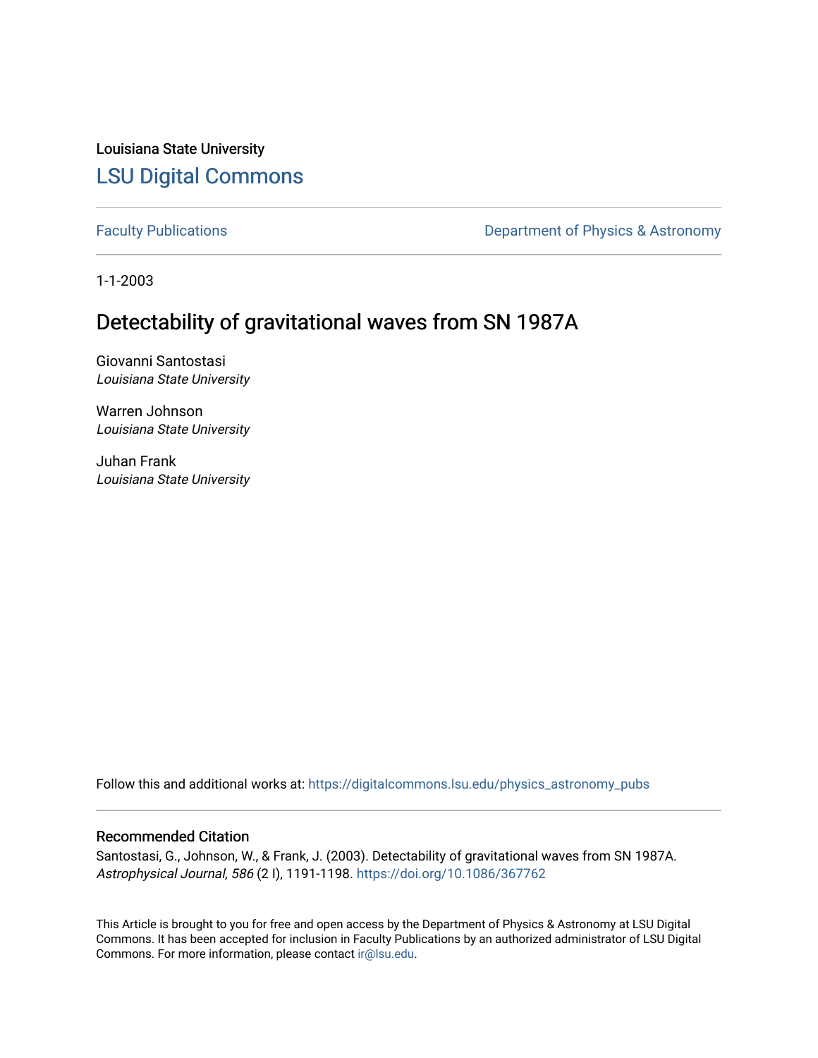Louisiana State University

# LSU Digital Commons

Faculty Publications | Department of Physics & Astronomy

1-1-2003

## Detectability of gravitational waves from SN 1987A

Giovanni Santostasi
*Louisiana State University*

Warren Johnson
*Louisiana State University*

Juhan Frank
*Louisiana State University*

Follow this and additional works at: https://digitalcommons.lsu.edu/physics_astronomy_pubs

### Recommended Citation

Santostasi, G., Johnson, W., & Frank, J. (2003). Detectability of gravitational waves from SN 1987A. *Astrophysical Journal, 586* (2 I), 1191-1198. https://doi.org/10.1086/367762

This Article is brought to you for free and open access by the Department of Physics & Astronomy at LSU Digital Commons. It has been accepted for inclusion in Faculty Publications by an authorized administrator of LSU Digital Commons. For more information, please contact ir@lsu.edu.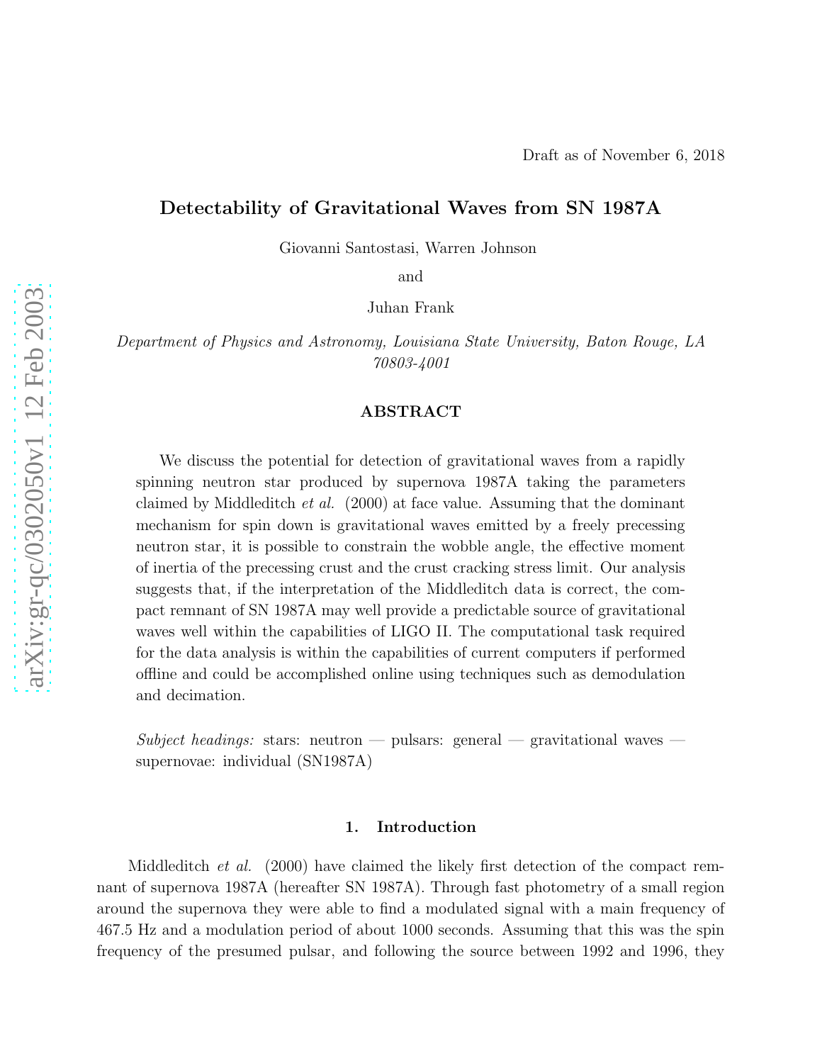Draft as of November 6, 2018

# Detectability of Gravitational Waves from SN 1987A

Giovanni Santostasi, Warren Johnson

and

Juhan Frank

*Department of Physics and Astronomy, Louisiana State University, Baton Rouge, LA 70803-4001*

## ABSTRACT

We discuss the potential for detection of gravitational waves from a rapidly spinning neutron star produced by supernova 1987A taking the parameters claimed by Middleditch *et al.* (2000) at face value. Assuming that the dominant mechanism for spin down is gravitational waves emitted by a freely precessing neutron star, it is possible to constrain the wobble angle, the effective moment of inertia of the precessing crust and the crust cracking stress limit. Our analysis suggests that, if the interpretation of the Middleditch data is correct, the compact remnant of SN 1987A may well provide a predictable source of gravitational waves well within the capabilities of LIGO II. The computational task required for the data analysis is within the capabilities of current computers if performed offline and could be accomplished online using techniques such as demodulation and decimation.

*Subject headings:* stars: neutron — pulsars: general — gravitational waves — supernovae: individual (SN1987A)

## 1. Introduction

Middleditch *et al.* (2000) have claimed the likely first detection of the compact remnant of supernova 1987A (hereafter SN 1987A). Through fast photometry of a small region around the supernova they were able to find a modulated signal with a main frequency of 467.5 Hz and a modulation period of about 1000 seconds. Assuming that this was the spin frequency of the presumed pulsar, and following the source between 1992 and 1996, they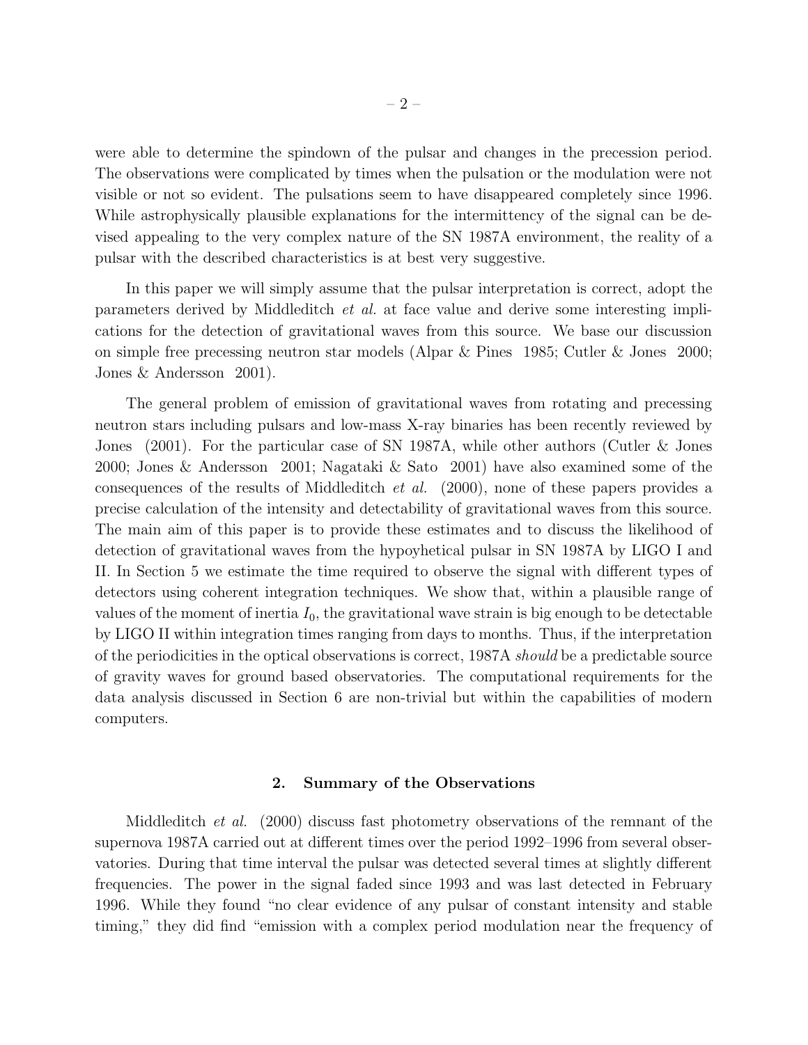were able to determine the spindown of the pulsar and changes in the precession period. The observations were complicated by times when the pulsation or the modulation were not visible or not so evident. The pulsations seem to have disappeared completely since 1996. While astrophysically plausible explanations for the intermittency of the signal can be devised appealing to the very complex nature of the SN 1987A environment, the reality of a pulsar with the described characteristics is at best very suggestive.

In this paper we will simply assume that the pulsar interpretation is correct, adopt the parameters derived by Middleditch *et al.* at face value and derive some interesting implications for the detection of gravitational waves from this source. We base our discussion on simple free precessing neutron star models (Alpar & Pines 1985; Cutler & Jones 2000; Jones & Andersson 2001).

The general problem of emission of gravitational waves from rotating and precessing neutron stars including pulsars and low-mass X-ray binaries has been recently reviewed by Jones (2001). For the particular case of SN 1987A, while other authors (Cutler & Jones 2000; Jones & Andersson 2001; Nagataki & Sato 2001) have also examined some of the consequences of the results of Middleditch *et al.* (2000), none of these papers provides a precise calculation of the intensity and detectability of gravitational waves from this source. The main aim of this paper is to provide these estimates and to discuss the likelihood of detection of gravitational waves from the hypoyhetical pulsar in SN 1987A by LIGO I and II. In Section 5 we estimate the time required to observe the signal with different types of detectors using coherent integration techniques. We show that, within a plausible range of values of the moment of inertia $I_0$, the gravitational wave strain is big enough to be detectable by LIGO II within integration times ranging from days to months. Thus, if the interpretation of the periodicities in the optical observations is correct, 1987A *should* be a predictable source of gravity waves for ground based observatories. The computational requirements for the data analysis discussed in Section 6 are non-trivial but within the capabilities of modern computers.

## 2. Summary of the Observations

Middleditch *et al.* (2000) discuss fast photometry observations of the remnant of the supernova 1987A carried out at different times over the period 1992–1996 from several observatories. During that time interval the pulsar was detected several times at slightly different frequencies. The power in the signal faded since 1993 and was last detected in February 1996. While they found "no clear evidence of any pulsar of constant intensity and stable timing," they did find "emission with a complex period modulation near the frequency of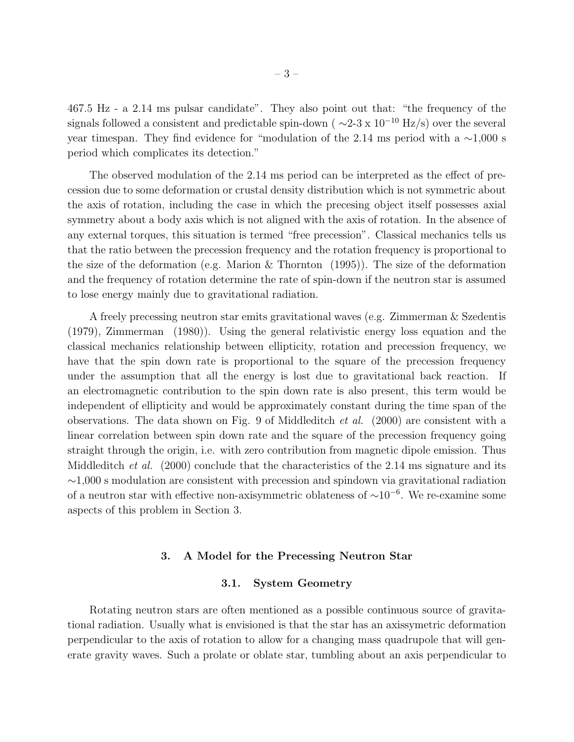467.5 Hz - a 2.14 ms pulsar candidate". They also point out that: "the frequency of the signals followed a consistent and predictable spin-down ( $\sim$2-3 x $10^{-10}$ Hz/s) over the several year timespan. They find evidence for "modulation of the 2.14 ms period with a $\sim$1,000 s period which complicates its detection."

The observed modulation of the 2.14 ms period can be interpreted as the effect of precession due to some deformation or crustal density distribution which is not symmetric about the axis of rotation, including the case in which the precesing object itself possesses axial symmetry about a body axis which is not aligned with the axis of rotation. In the absence of any external torques, this situation is termed "free precession". Classical mechanics tells us that the ratio between the precession frequency and the rotation frequency is proportional to the size of the deformation (e.g. Marion & Thornton (1995)). The size of the deformation and the frequency of rotation determine the rate of spin-down if the neutron star is assumed to lose energy mainly due to gravitational radiation.

A freely precessing neutron star emits gravitational waves (e.g. Zimmerman & Szedentis (1979), Zimmerman (1980)). Using the general relativistic energy loss equation and the classical mechanics relationship between ellipticity, rotation and precession frequency, we have that the spin down rate is proportional to the square of the precession frequency under the assumption that all the energy is lost due to gravitational back reaction. If an electromagnetic contribution to the spin down rate is also present, this term would be independent of ellipticity and would be approximately constant during the time span of the observations. The data shown on Fig. 9 of Middleditch *et al.* (2000) are consistent with a linear correlation between spin down rate and the square of the precession frequency going straight through the origin, i.e. with zero contribution from magnetic dipole emission. Thus Middleditch *et al.* (2000) conclude that the characteristics of the 2.14 ms signature and its $\sim$1,000 s modulation are consistent with precession and spindown via gravitational radiation of a neutron star with effective non-axisymmetric oblateness of $\sim 10^{-6}$. We re-examine some aspects of this problem in Section 3.

## 3. A Model for the Precessing Neutron Star

### 3.1. System Geometry

Rotating neutron stars are often mentioned as a possible continuous source of gravitational radiation. Usually what is envisioned is that the star has an axissymetric deformation perpendicular to the axis of rotation to allow for a changing mass quadrupole that will generate gravity waves. Such a prolate or oblate star, tumbling about an axis perpendicular to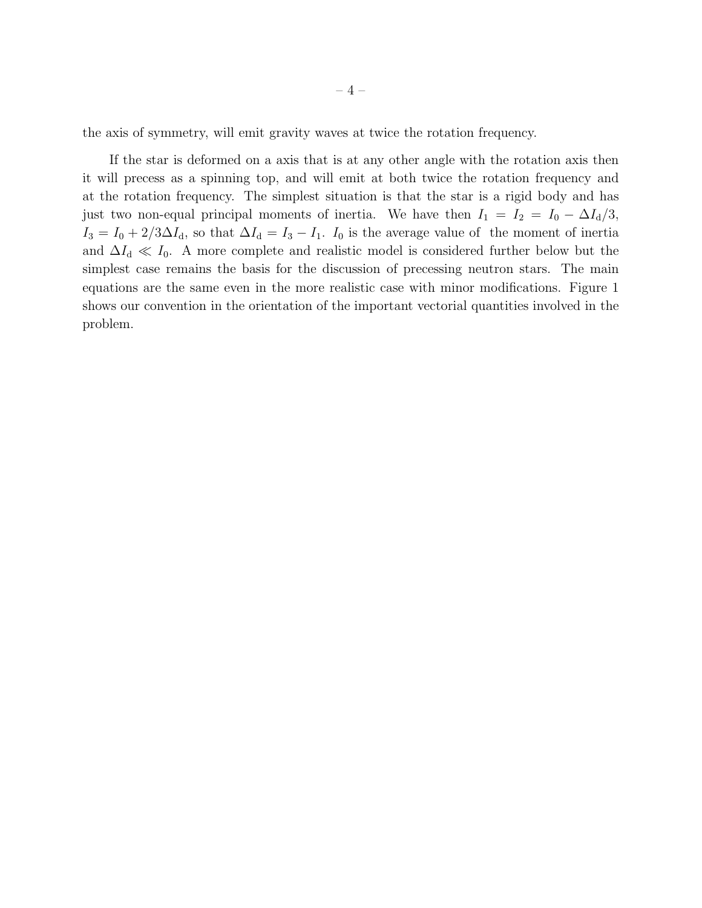the axis of symmetry, will emit gravity waves at twice the rotation frequency.

If the star is deformed on a axis that is at any other angle with the rotation axis then it will precess as a spinning top, and will emit at both twice the rotation frequency and at the rotation frequency. The simplest situation is that the star is a rigid body and has just two non-equal principal moments of inertia. We have then $I_1 = I_2 = I_0 - \Delta I_{\rm d}/3$, $I_3 = I_0 + 2/3\Delta I_{\rm d}$, so that $\Delta I_{\rm d} = I_3 - I_1$. $I_0$ is the average value of the moment of inertia and $\Delta I_{\rm d} \ll I_0$. A more complete and realistic model is considered further below but the simplest case remains the basis for the discussion of precessing neutron stars. The main equations are the same even in the more realistic case with minor modifications. Figure 1 shows our convention in the orientation of the important vectorial quantities involved in the problem.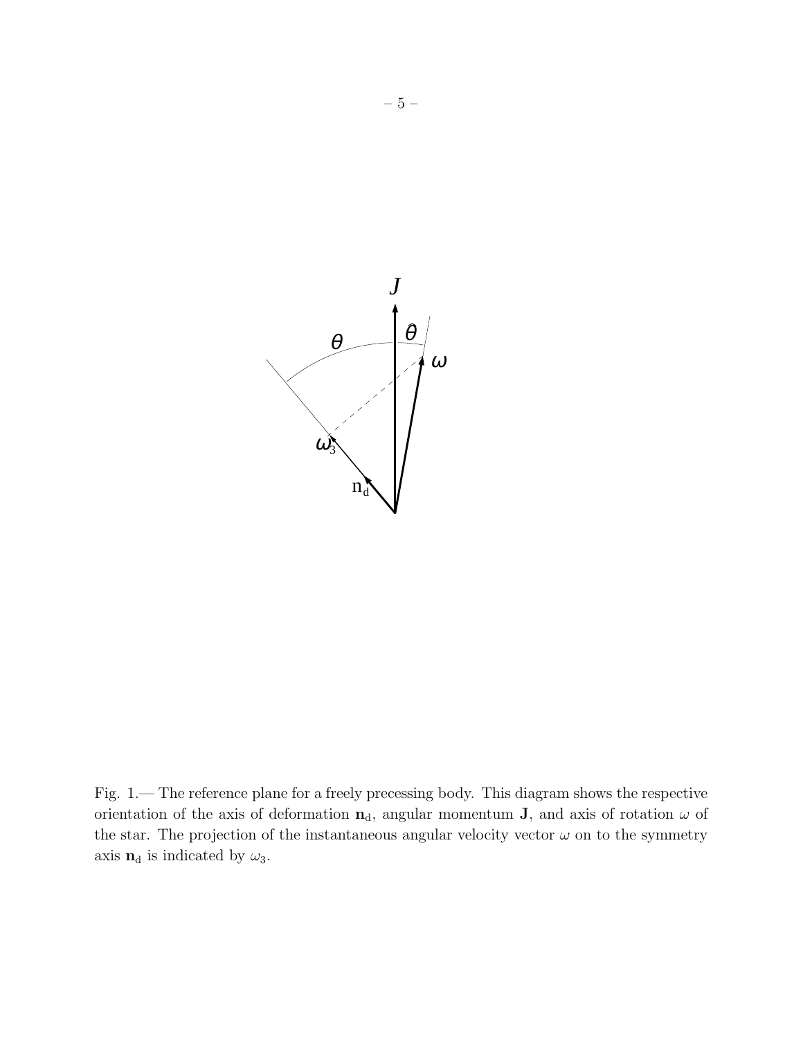Fig. 1.— The reference plane for a freely precessing body. This diagram shows the respective orientation of the axis of deformation $\mathbf{n}_\mathrm{d}$, angular momentum $\mathbf{J}$, and axis of rotation $\omega$ of the star. The projection of the instantaneous angular velocity vector $\omega$ on to the symmetry axis $\mathbf{n}_\mathrm{d}$ is indicated by $\omega_3$.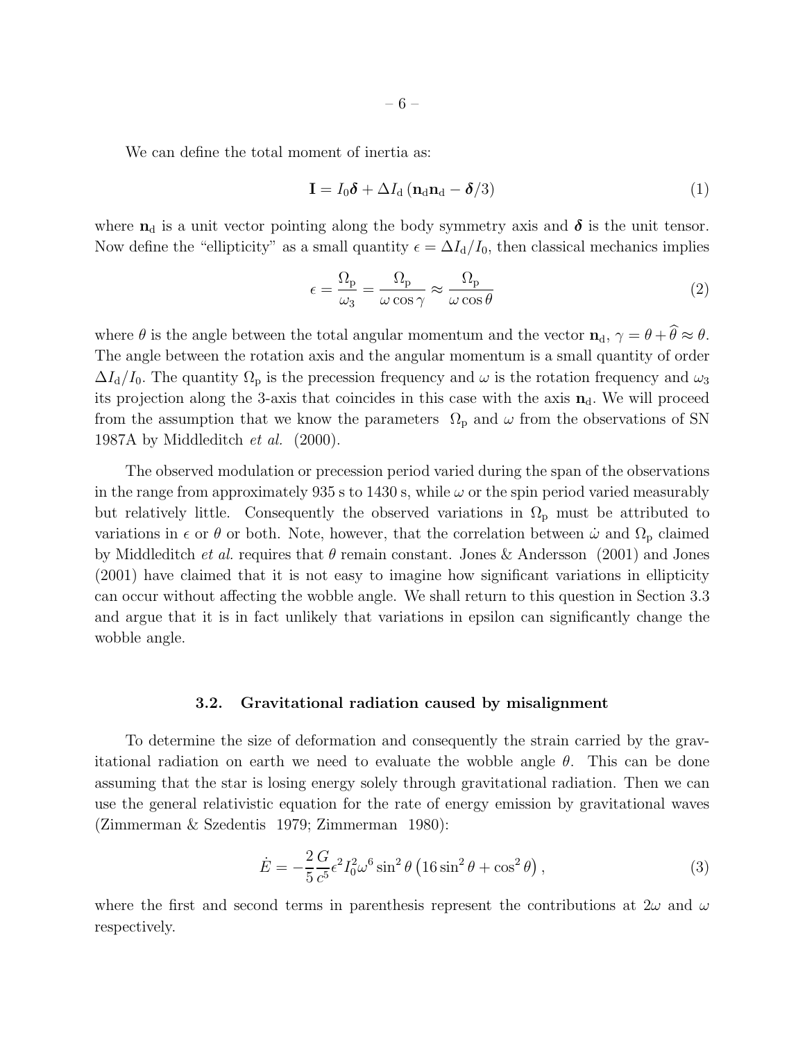We can define the total moment of inertia as:

$$\mathbf{I} = I_0\boldsymbol{\delta} + \Delta I_{\rm d}\left(\mathbf{n}_{\rm d}\mathbf{n}_{\rm d} - \boldsymbol{\delta}/3\right) \tag{1}$$

where $\mathbf{n}_{\rm d}$ is a unit vector pointing along the body symmetry axis and $\boldsymbol{\delta}$ is the unit tensor. Now define the "ellipticity" as a small quantity $\epsilon = \Delta I_{\rm d}/I_0$, then classical mechanics implies

$$\epsilon = \frac{\Omega_{\rm p}}{\omega_3} = \frac{\Omega_{\rm p}}{\omega\cos\gamma} \approx \frac{\Omega_{\rm p}}{\omega\cos\theta} \tag{2}$$

where $\theta$ is the angle between the total angular momentum and the vector $\mathbf{n}_{\rm d}$, $\gamma = \theta + \widehat{\theta} \approx \theta$. The angle between the rotation axis and the angular momentum is a small quantity of order $\Delta I_{\rm d}/I_0$. The quantity $\Omega_{\rm p}$ is the precession frequency and $\omega$ is the rotation frequency and $\omega_3$ its projection along the 3-axis that coincides in this case with the axis $\mathbf{n}_{\rm d}$. We will proceed from the assumption that we know the parameters $\Omega_{\rm p}$ and $\omega$ from the observations of SN 1987A by Middleditch *et al.* (2000).

The observed modulation or precession period varied during the span of the observations in the range from approximately 935 s to 1430 s, while $\omega$ or the spin period varied measurably but relatively little. Consequently the observed variations in $\Omega_{\rm p}$ must be attributed to variations in $\epsilon$ or $\theta$ or both. Note, however, that the correlation between $\dot{\omega}$ and $\Omega_{\rm p}$ claimed by Middleditch *et al.* requires that $\theta$ remain constant. Jones & Andersson (2001) and Jones (2001) have claimed that it is not easy to imagine how significant variations in ellipticity can occur without affecting the wobble angle. We shall return to this question in Section 3.3 and argue that it is in fact unlikely that variations in epsilon can significantly change the wobble angle.

### 3.2. Gravitational radiation caused by misalignment

To determine the size of deformation and consequently the strain carried by the gravitational radiation on earth we need to evaluate the wobble angle $\theta$. This can be done assuming that the star is losing energy solely through gravitational radiation. Then we can use the general relativistic equation for the rate of energy emission by gravitational waves (Zimmerman & Szedentis 1979; Zimmerman 1980):

$$\dot{E} = -\frac{2}{5}\frac{G}{c^5}\epsilon^2 I_0^2\omega^6\sin^2\theta\left(16\sin^2\theta + \cos^2\theta\right), \tag{3}$$

where the first and second terms in parenthesis represent the contributions at $2\omega$ and $\omega$ respectively.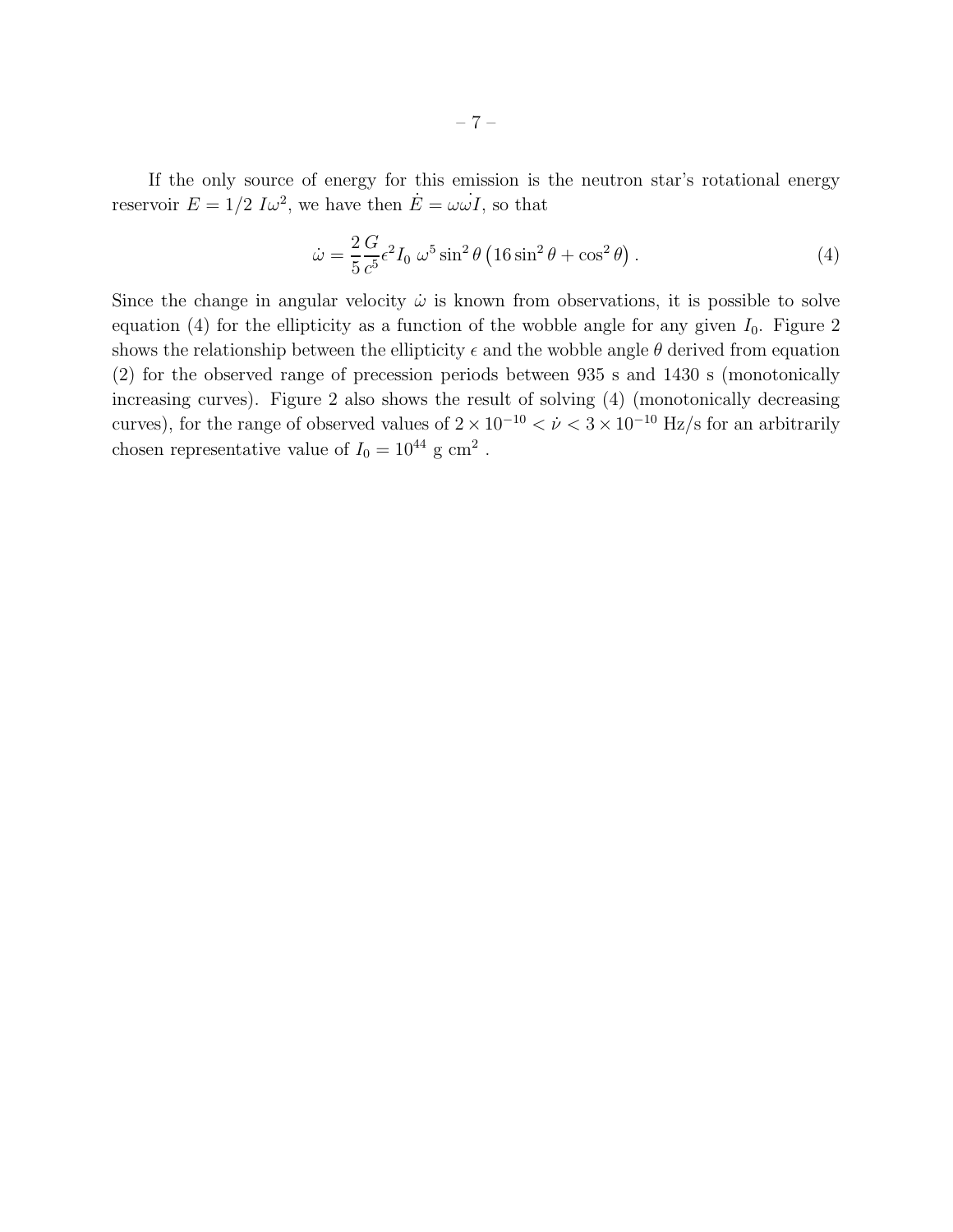If the only source of energy for this emission is the neutron star's rotational energy reservoir $E = 1/2\ I\omega^2$, we have then $\dot{E} = \omega\dot{\omega}I$, so that

$$\dot{\omega} = \frac{2}{5}\frac{G}{c^5}\epsilon^2 I_0\ \omega^5 \sin^2\theta \left(16\sin^2\theta + \cos^2\theta\right). \tag{4}$$

Since the change in angular velocity $\dot{\omega}$ is known from observations, it is possible to solve equation (4) for the ellipticity as a function of the wobble angle for any given $I_0$. Figure 2 shows the relationship between the ellipticity $\epsilon$ and the wobble angle $\theta$ derived from equation (2) for the observed range of precession periods between 935 s and 1430 s (monotonically increasing curves). Figure 2 also shows the result of solving (4) (monotonically decreasing curves), for the range of observed values of $2 \times 10^{-10} < \dot{\nu} < 3 \times 10^{-10}$ Hz/s for an arbitrarily chosen representative value of $I_0 = 10^{44}$ g cm$^2$ .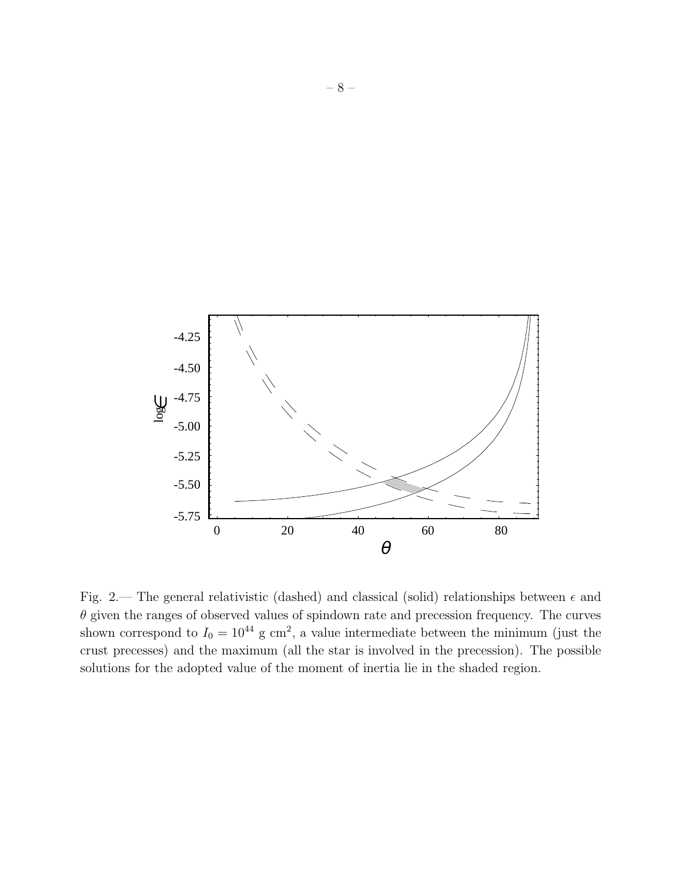Fig. 2.— The general relativistic (dashed) and classical (solid) relationships between $\epsilon$ and $\theta$ given the ranges of observed values of spindown rate and precession frequency. The curves shown correspond to $I_0 = 10^{44}$ g cm$^2$, a value intermediate between the minimum (just the crust precesses) and the maximum (all the star is involved in the precession). The possible solutions for the adopted value of the moment of inertia lie in the shaded region.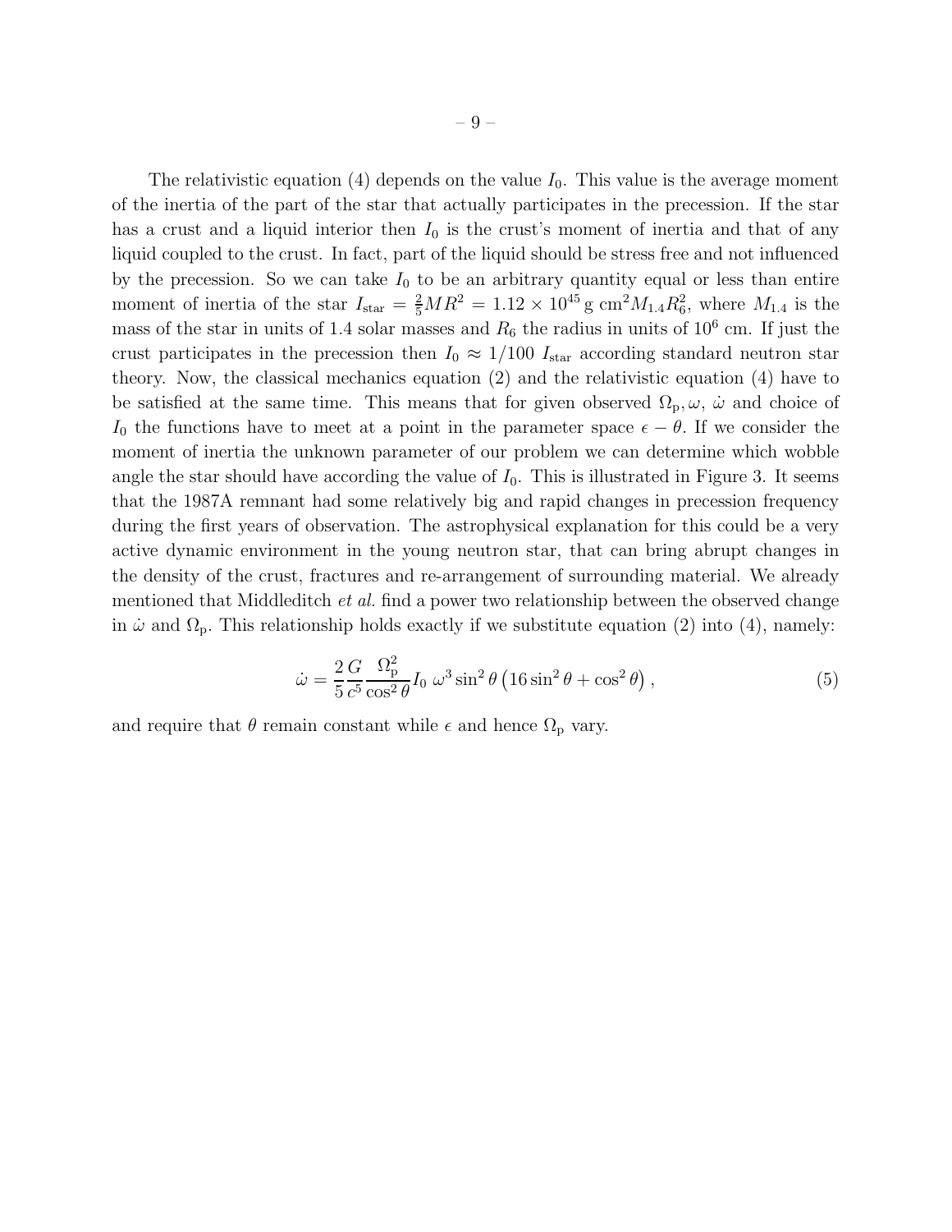The relativistic equation (4) depends on the value $I_0$. This value is the average moment of the inertia of the part of the star that actually participates in the precession. If the star has a crust and a liquid interior then $I_0$ is the crust's moment of inertia and that of any liquid coupled to the crust. In fact, part of the liquid should be stress free and not influenced by the precession. So we can take $I_0$ to be an arbitrary quantity equal or less than entire moment of inertia of the star $I_{\rm star} = \frac{2}{5}MR^2 = 1.12 \times 10^{45}\,{\rm g\ cm}^2 M_{1.4} R_6^2$, where $M_{1.4}$ is the mass of the star in units of 1.4 solar masses and $R_6$ the radius in units of $10^6$ cm. If just the crust participates in the precession then $I_0 \approx 1/100\ I_{\rm star}$ according standard neutron star theory. Now, the classical mechanics equation (2) and the relativistic equation (4) have to be satisfied at the same time. This means that for given observed $\Omega_{\rm p}, \omega$, $\dot{\omega}$ and choice of $I_0$ the functions have to meet at a point in the parameter space $\epsilon - \theta$. If we consider the moment of inertia the unknown parameter of our problem we can determine which wobble angle the star should have according the value of $I_0$. This is illustrated in Figure 3. It seems that the 1987A remnant had some relatively big and rapid changes in precession frequency during the first years of observation. The astrophysical explanation for this could be a very active dynamic environment in the young neutron star, that can bring abrupt changes in the density of the crust, fractures and re-arrangement of surrounding material. We already mentioned that Middleditch *et al.* find a power two relationship between the observed change in $\dot{\omega}$ and $\Omega_{\rm p}$. This relationship holds exactly if we substitute equation (2) into (4), namely:

$$\dot{\omega} = \frac{2}{5}\frac{G}{c^5}\frac{\Omega_{\rm p}^2}{\cos^2\theta} I_0\ \omega^3 \sin^2\theta \left(16\sin^2\theta + \cos^2\theta\right), \tag{5}$$

and require that $\theta$ remain constant while $\epsilon$ and hence $\Omega_{\rm p}$ vary.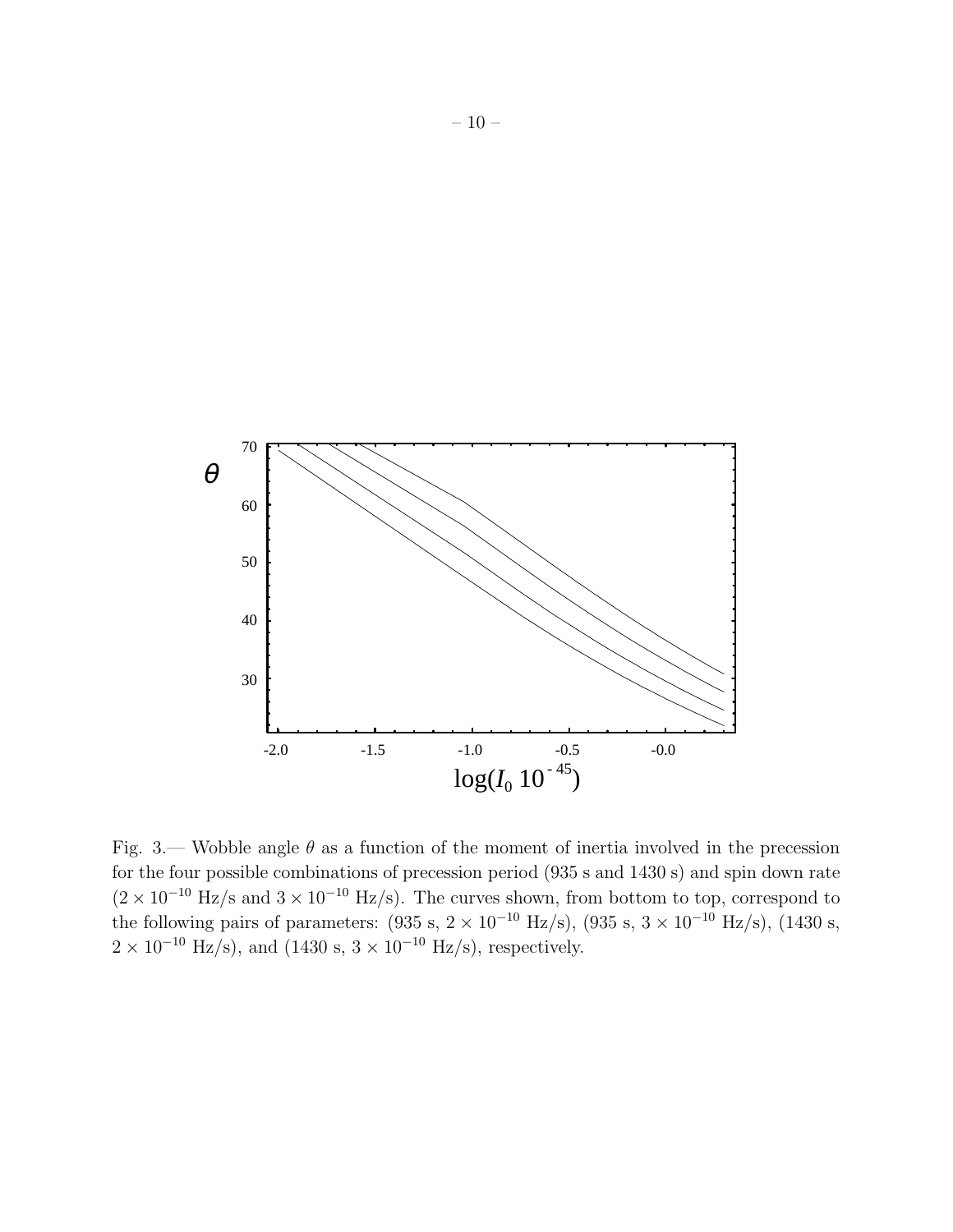Fig. 3.— Wobble angle $\theta$ as a function of the moment of inertia involved in the precession for the four possible combinations of precession period (935 s and 1430 s) and spin down rate ($2 \times 10^{-10}$ Hz/s and $3 \times 10^{-10}$ Hz/s). The curves shown, from bottom to top, correspond to the following pairs of parameters: (935 s, $2 \times 10^{-10}$ Hz/s), (935 s, $3 \times 10^{-10}$ Hz/s), (1430 s, $2 \times 10^{-10}$ Hz/s), and (1430 s, $3 \times 10^{-10}$ Hz/s), respectively.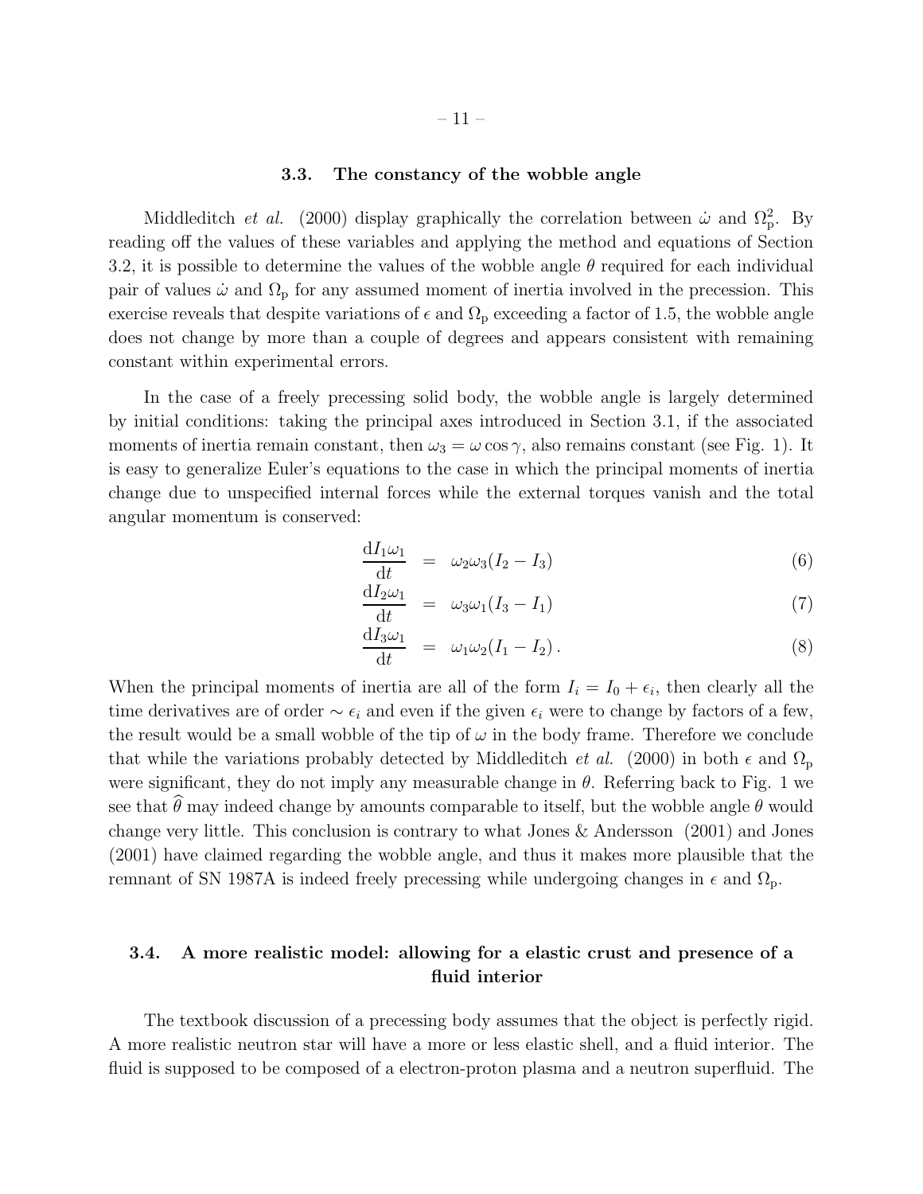### 3.3. The constancy of the wobble angle

Middleditch *et al.* (2000) display graphically the correlation between $\dot{\omega}$ and $\Omega_{\mathrm{p}}^2$. By reading off the values of these variables and applying the method and equations of Section 3.2, it is possible to determine the values of the wobble angle $\theta$ required for each individual pair of values $\dot{\omega}$ and $\Omega_{\mathrm{p}}$ for any assumed moment of inertia involved in the precession. This exercise reveals that despite variations of $\epsilon$ and $\Omega_{\mathrm{p}}$ exceeding a factor of 1.5, the wobble angle does not change by more than a couple of degrees and appears consistent with remaining constant within experimental errors.

In the case of a freely precessing solid body, the wobble angle is largely determined by initial conditions: taking the principal axes introduced in Section 3.1, if the associated moments of inertia remain constant, then $\omega_3 = \omega \cos\gamma$, also remains constant (see Fig. 1). It is easy to generalize Euler's equations to the case in which the principal moments of inertia change due to unspecified internal forces while the external torques vanish and the total angular momentum is conserved:

$$
\begin{aligned}
\frac{\mathrm{d}I_1\omega_1}{\mathrm{d}t} &= \omega_2\omega_3(I_2 - I_3) && (6)\\
\frac{\mathrm{d}I_2\omega_1}{\mathrm{d}t} &= \omega_3\omega_1(I_3 - I_1) && (7)\\
\frac{\mathrm{d}I_3\omega_1}{\mathrm{d}t} &= \omega_1\omega_2(I_1 - I_2)\,. && (8)
\end{aligned}
$$

When the principal moments of inertia are all of the form $I_i = I_0 + \epsilon_i$, then clearly all the time derivatives are of order $\sim \epsilon_i$ and even if the given $\epsilon_i$ were to change by factors of a few, the result would be a small wobble of the tip of $\omega$ in the body frame. Therefore we conclude that while the variations probably detected by Middleditch *et al.* (2000) in both $\epsilon$ and $\Omega_{\mathrm{p}}$ were significant, they do not imply any measurable change in $\theta$. Referring back to Fig. 1 we see that $\widehat{\theta}$ may indeed change by amounts comparable to itself, but the wobble angle $\theta$ would change very little. This conclusion is contrary to what Jones & Andersson (2001) and Jones (2001) have claimed regarding the wobble angle, and thus it makes more plausible that the remnant of SN 1987A is indeed freely precessing while undergoing changes in $\epsilon$ and $\Omega_{\mathrm{p}}$.

### 3.4. A more realistic model: allowing for a elastic crust and presence of a fluid interior

The textbook discussion of a precessing body assumes that the object is perfectly rigid. A more realistic neutron star will have a more or less elastic shell, and a fluid interior. The fluid is supposed to be composed of a electron-proton plasma and a neutron superfluid. The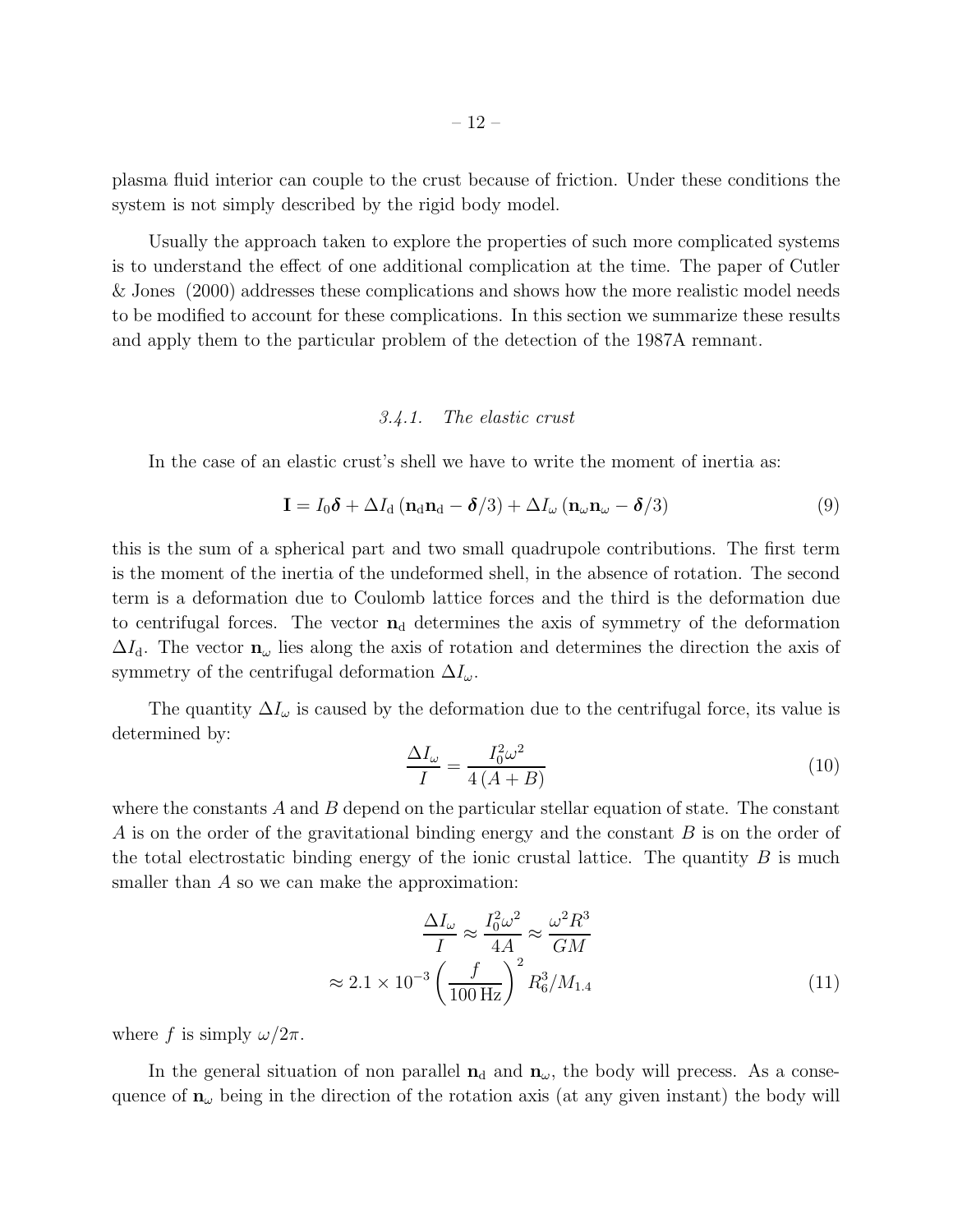plasma fluid interior can couple to the crust because of friction. Under these conditions the system is not simply described by the rigid body model.

Usually the approach taken to explore the properties of such more complicated systems is to understand the effect of one additional complication at the time. The paper of Cutler & Jones (2000) addresses these complications and shows how the more realistic model needs to be modified to account for these complications. In this section we summarize these results and apply them to the particular problem of the detection of the 1987A remnant.

#### *3.4.1. The elastic crust*

In the case of an elastic crust's shell we have to write the moment of inertia as:

$$\mathbf{I} = I_0\boldsymbol{\delta} + \Delta I_{\rm d}\,(\mathbf{n}_{\rm d}\mathbf{n}_{\rm d} - \boldsymbol{\delta}/3) + \Delta I_\omega\,(\mathbf{n}_\omega\mathbf{n}_\omega - \boldsymbol{\delta}/3) \tag{9}$$

this is the sum of a spherical part and two small quadrupole contributions. The first term is the moment of the inertia of the undeformed shell, in the absence of rotation. The second term is a deformation due to Coulomb lattice forces and the third is the deformation due to centrifugal forces. The vector $\mathbf{n}_{\rm d}$ determines the axis of symmetry of the deformation $\Delta I_{\rm d}$. The vector $\mathbf{n}_\omega$ lies along the axis of rotation and determines the direction the axis of symmetry of the centrifugal deformation $\Delta I_\omega$.

The quantity $\Delta I_\omega$ is caused by the deformation due to the centrifugal force, its value is determined by:

$$\frac{\Delta I_\omega}{I} = \frac{I_0^2\omega^2}{4\,(A+B)} \tag{10}$$

where the constants $A$ and $B$ depend on the particular stellar equation of state. The constant $A$ is on the order of the gravitational binding energy and the constant $B$ is on the order of the total electrostatic binding energy of the ionic crustal lattice. The quantity $B$ is much smaller than $A$ so we can make the approximation:

$$\begin{aligned}\frac{\Delta I_\omega}{I} &\approx \frac{I_0^2\omega^2}{4A} \approx \frac{\omega^2 R^3}{GM}\\ &\approx 2.1\times10^{-3}\left(\frac{f}{100\,\mathrm{Hz}}\right)^2 R_6^3/M_{1.4}\end{aligned} \tag{11}$$

where $f$ is simply $\omega/2\pi$.

In the general situation of non parallel $\mathbf{n}_{\rm d}$ and $\mathbf{n}_\omega$, the body will precess. As a consequence of $\mathbf{n}_\omega$ being in the direction of the rotation axis (at any given instant) the body will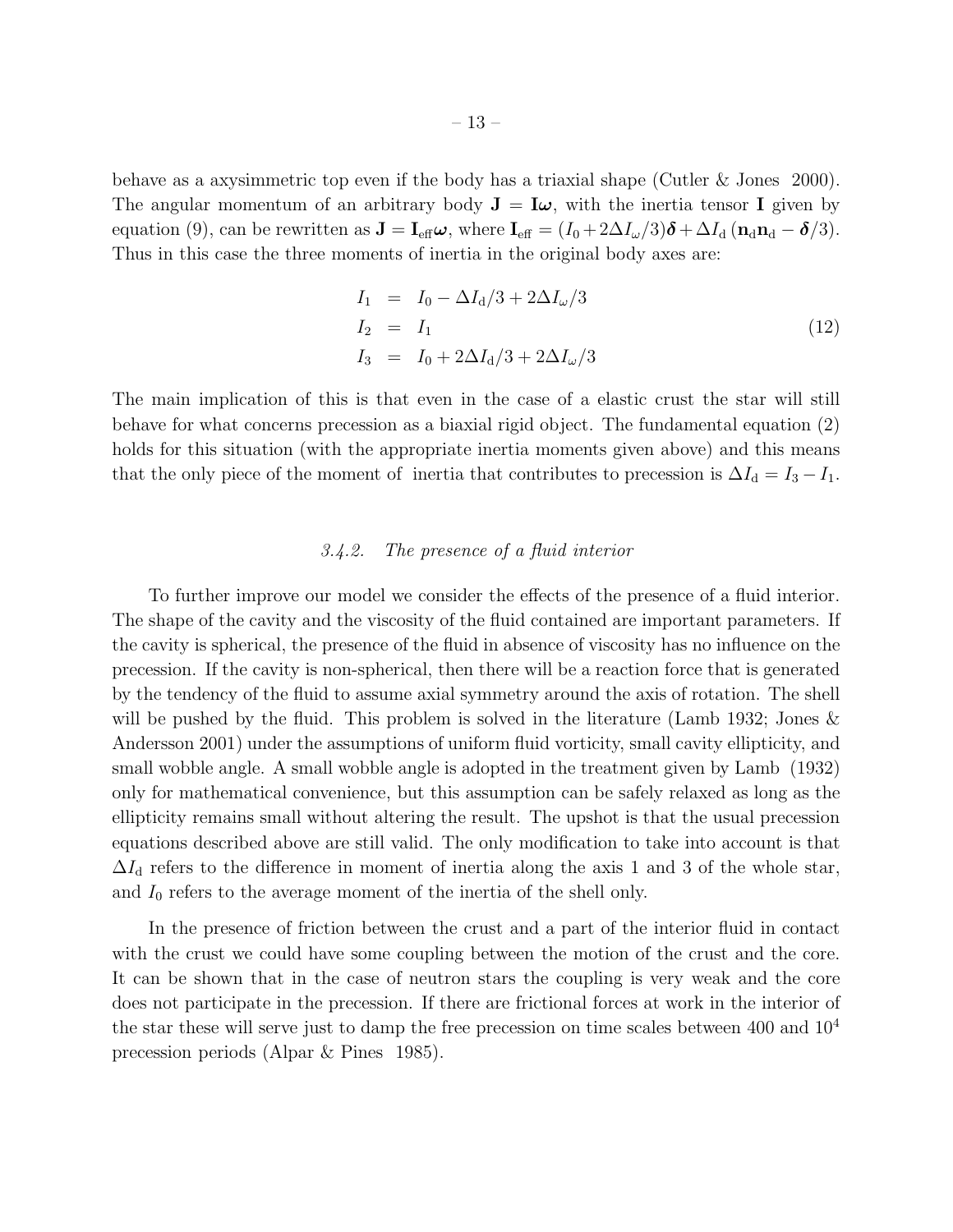behave as a axysimmetric top even if the body has a triaxial shape (Cutler & Jones 2000). The angular momentum of an arbitrary body $\mathbf{J} = \mathbf{I}\boldsymbol{\omega}$, with the inertia tensor $\mathbf{I}$ given by equation (9), can be rewritten as $\mathbf{J} = \mathbf{I}_{\rm eff}\boldsymbol{\omega}$, where $\mathbf{I}_{\rm eff} = (I_0 + 2\Delta I_\omega/3)\boldsymbol{\delta} + \Delta I_{\rm d}\,(\mathbf{n}_{\rm d}\mathbf{n}_{\rm d} - \boldsymbol{\delta}/3)$. Thus in this case the three moments of inertia in the original body axes are:

$$
\begin{aligned}
I_1 &= I_0 - \Delta I_{\rm d}/3 + 2\Delta I_\omega/3 \\
I_2 &= I_1 \\
I_3 &= I_0 + 2\Delta I_{\rm d}/3 + 2\Delta I_\omega/3
\end{aligned}
\qquad (12)
$$

The main implication of this is that even in the case of a elastic crust the star will still behave for what concerns precession as a biaxial rigid object. The fundamental equation (2) holds for this situation (with the appropriate inertia moments given above) and this means that the only piece of the moment of inertia that contributes to precession is $\Delta I_{\rm d} = I_3 - I_1$.

### *3.4.2. The presence of a fluid interior*

To further improve our model we consider the effects of the presence of a fluid interior. The shape of the cavity and the viscosity of the fluid contained are important parameters. If the cavity is spherical, the presence of the fluid in absence of viscosity has no influence on the precession. If the cavity is non-spherical, then there will be a reaction force that is generated by the tendency of the fluid to assume axial symmetry around the axis of rotation. The shell will be pushed by the fluid. This problem is solved in the literature (Lamb 1932; Jones & Andersson 2001) under the assumptions of uniform fluid vorticity, small cavity ellipticity, and small wobble angle. A small wobble angle is adopted in the treatment given by Lamb (1932) only for mathematical convenience, but this assumption can be safely relaxed as long as the ellipticity remains small without altering the result. The upshot is that the usual precession equations described above are still valid. The only modification to take into account is that $\Delta I_{\rm d}$ refers to the difference in moment of inertia along the axis 1 and 3 of the whole star, and $I_0$ refers to the average moment of the inertia of the shell only.

In the presence of friction between the crust and a part of the interior fluid in contact with the crust we could have some coupling between the motion of the crust and the core. It can be shown that in the case of neutron stars the coupling is very weak and the core does not participate in the precession. If there are frictional forces at work in the interior of the star these will serve just to damp the free precession on time scales between 400 and $10^4$ precession periods (Alpar & Pines 1985).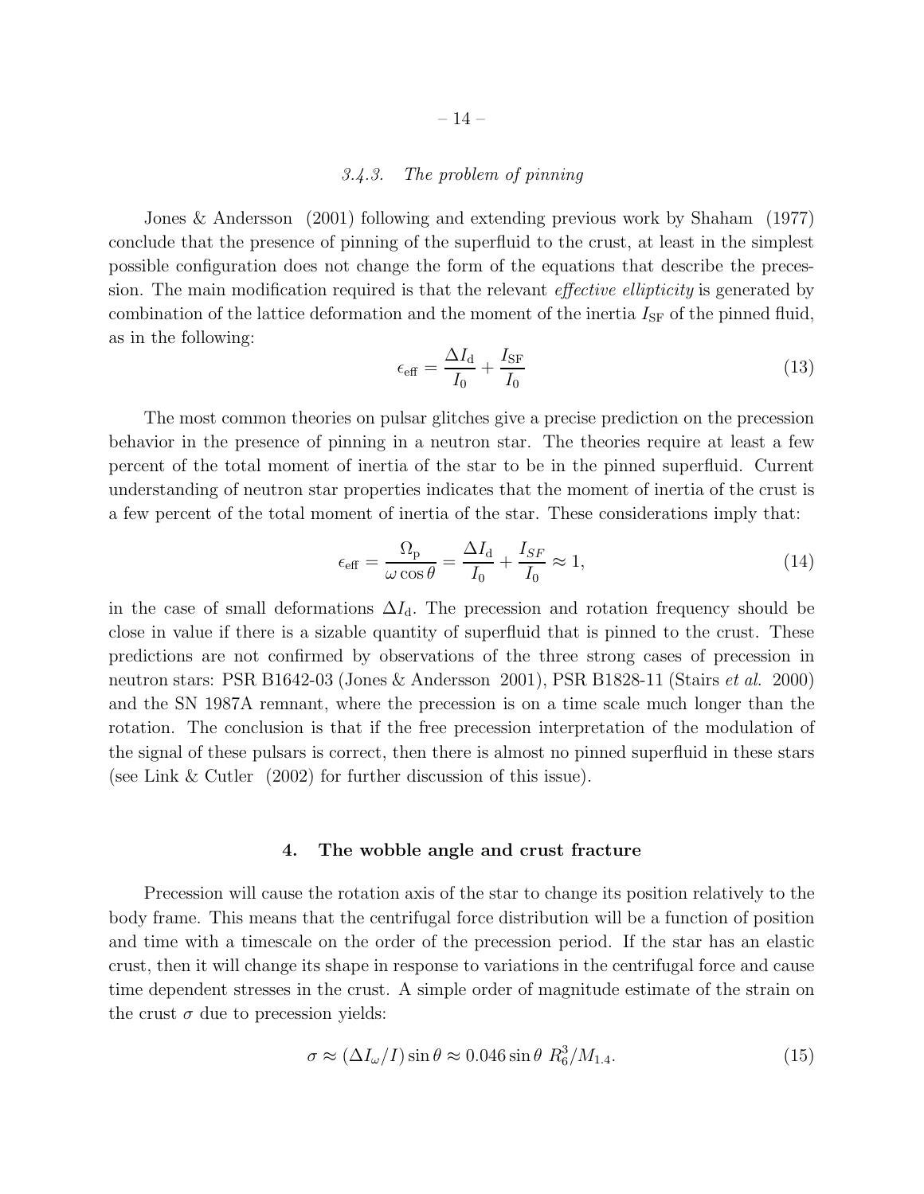#### 3.4.3. *The problem of pinning*

Jones & Andersson (2001) following and extending previous work by Shaham (1977) conclude that the presence of pinning of the superfluid to the crust, at least in the simplest possible configuration does not change the form of the equations that describe the precession. The main modification required is that the relevant *effective ellipticity* is generated by combination of the lattice deformation and the moment of the inertia $I_{\rm SF}$ of the pinned fluid, as in the following:

$$\epsilon_{\rm eff} = \frac{\Delta I_{\rm d}}{I_0} + \frac{I_{\rm SF}}{I_0} \tag{13}$$

The most common theories on pulsar glitches give a precise prediction on the precession behavior in the presence of pinning in a neutron star. The theories require at least a few percent of the total moment of inertia of the star to be in the pinned superfluid. Current understanding of neutron star properties indicates that the moment of inertia of the crust is a few percent of the total moment of inertia of the star. These considerations imply that:

$$\epsilon_{\rm eff} = \frac{\Omega_{\rm p}}{\omega \cos\theta} = \frac{\Delta I_{\rm d}}{I_0} + \frac{I_{SF}}{I_0} \approx 1, \tag{14}$$

in the case of small deformations $\Delta I_{\rm d}$. The precession and rotation frequency should be close in value if there is a sizable quantity of superfluid that is pinned to the crust. These predictions are not confirmed by observations of the three strong cases of precession in neutron stars: PSR B1642-03 (Jones & Andersson 2001), PSR B1828-11 (Stairs *et al.* 2000) and the SN 1987A remnant, where the precession is on a time scale much longer than the rotation. The conclusion is that if the free precession interpretation of the modulation of the signal of these pulsars is correct, then there is almost no pinned superfluid in these stars (see Link & Cutler (2002) for further discussion of this issue).

## 4. The wobble angle and crust fracture

Precession will cause the rotation axis of the star to change its position relatively to the body frame. This means that the centrifugal force distribution will be a function of position and time with a timescale on the order of the precession period. If the star has an elastic crust, then it will change its shape in response to variations in the centrifugal force and cause time dependent stresses in the crust. A simple order of magnitude estimate of the strain on the crust $\sigma$ due to precession yields:

$$\sigma \approx (\Delta I_\omega / I) \sin\theta \approx 0.046 \sin\theta \; R_6^3 / M_{1.4}. \tag{15}$$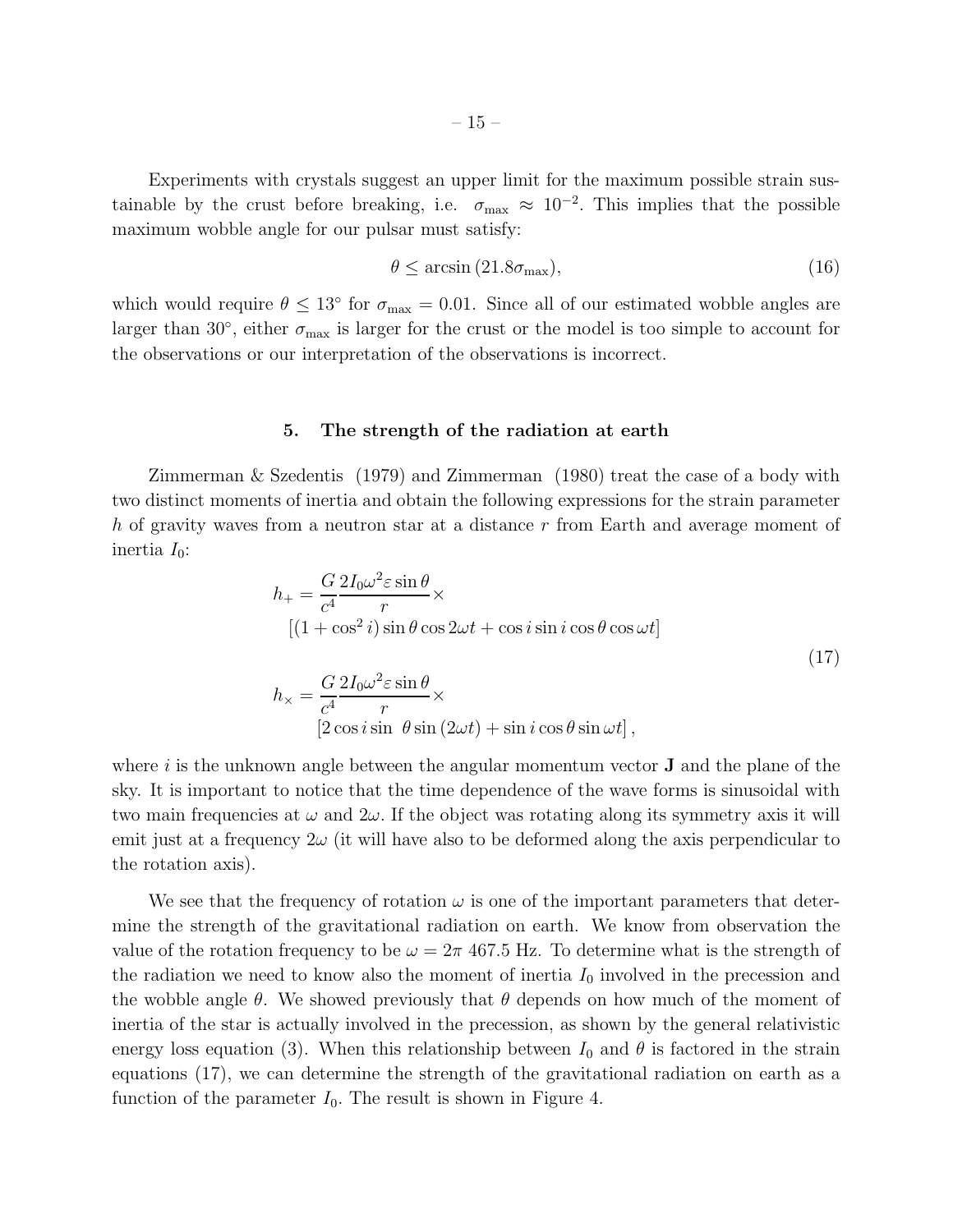Experiments with crystals suggest an upper limit for the maximum possible strain sustainable by the crust before breaking, i.e. $\sigma_{\max} \approx 10^{-2}$. This implies that the possible maximum wobble angle for our pulsar must satisfy:

$$\theta \leq \arcsin\left(21.8\sigma_{\max}\right), \tag{16}$$

which would require $\theta \leq 13^\circ$ for $\sigma_{\max} = 0.01$. Since all of our estimated wobble angles are larger than $30^\circ$, either $\sigma_{\max}$ is larger for the crust or the model is too simple to account for the observations or our interpretation of the observations is incorrect.

## 5. The strength of the radiation at earth

Zimmerman & Szedentis (1979) and Zimmerman (1980) treat the case of a body with two distinct moments of inertia and obtain the following expressions for the strain parameter $h$ of gravity waves from a neutron star at a distance $r$ from Earth and average moment of inertia $I_0$:

$$
\begin{aligned}
h_+ &= \frac{G}{c^4}\frac{2I_0\omega^2\varepsilon\sin\theta}{r}\times \\
&\quad [(1+\cos^2 i)\sin\theta\cos 2\omega t + \cos i \sin i \cos\theta\cos\omega t] \\
h_\times &= \frac{G}{c^4}\frac{2I_0\omega^2\varepsilon\sin\theta}{r}\times \\
&\quad [2\cos i \sin\ \theta \sin(2\omega t) + \sin i \cos\theta\sin\omega t],
\end{aligned}
\tag{17}
$$

where $i$ is the unknown angle between the angular momentum vector $\mathbf{J}$ and the plane of the sky. It is important to notice that the time dependence of the wave forms is sinusoidal with two main frequencies at $\omega$ and $2\omega$. If the object was rotating along its symmetry axis it will emit just at a frequency $2\omega$ (it will have also to be deformed along the axis perpendicular to the rotation axis).

We see that the frequency of rotation $\omega$ is one of the important parameters that determine the strength of the gravitational radiation on earth. We know from observation the value of the rotation frequency to be $\omega = 2\pi\ 467.5$ Hz. To determine what is the strength of the radiation we need to know also the moment of inertia $I_0$ involved in the precession and the wobble angle $\theta$. We showed previously that $\theta$ depends on how much of the moment of inertia of the star is actually involved in the precession, as shown by the general relativistic energy loss equation (3). When this relationship between $I_0$ and $\theta$ is factored in the strain equations (17), we can determine the strength of the gravitational radiation on earth as a function of the parameter $I_0$. The result is shown in Figure 4.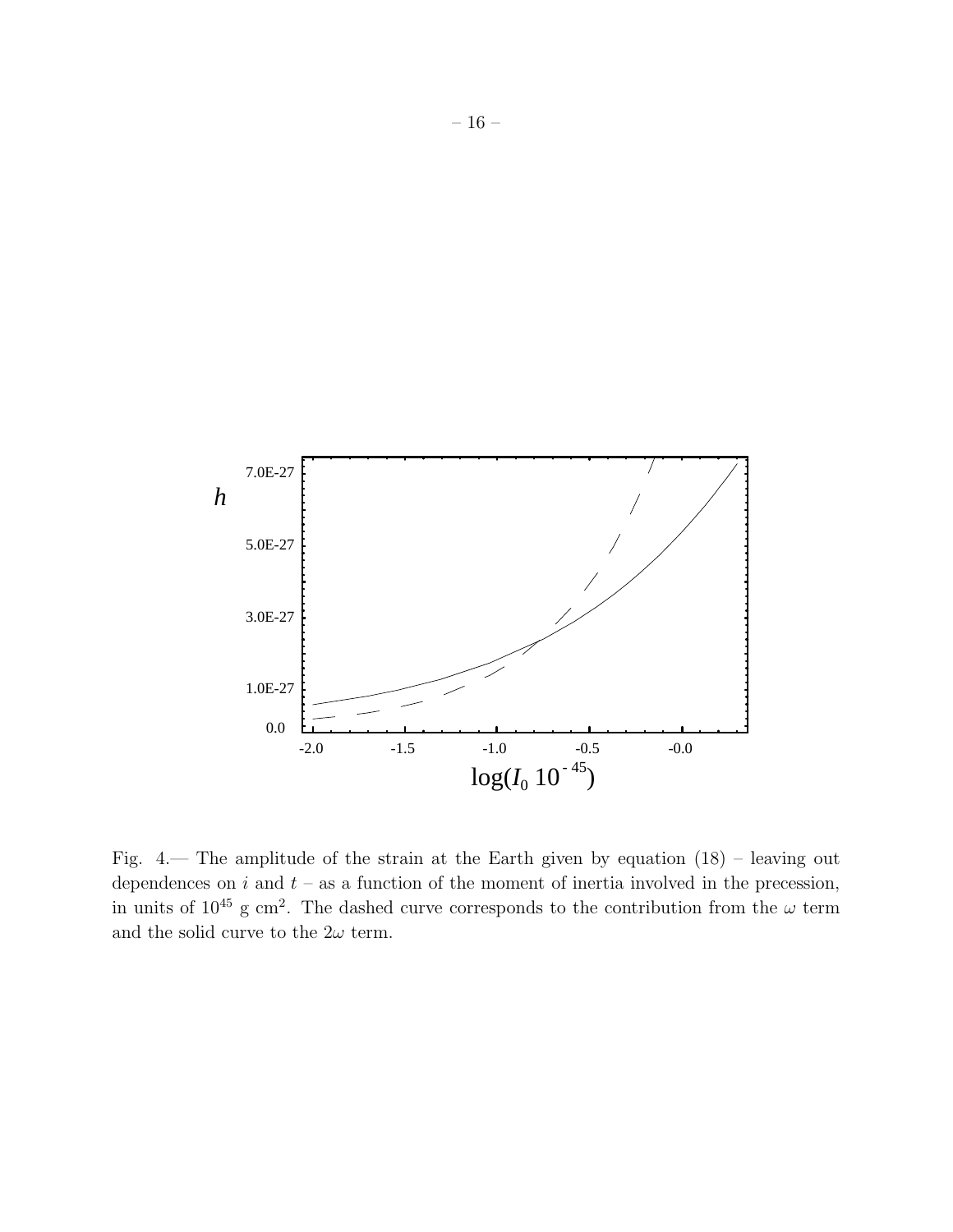Fig. 4.— The amplitude of the strain at the Earth given by equation (18) – leaving out dependences on $i$ and $t$ – as a function of the moment of inertia involved in the precession, in units of $10^{45}$ g cm$^2$. The dashed curve corresponds to the contribution from the $\omega$ term and the solid curve to the $2\omega$ term.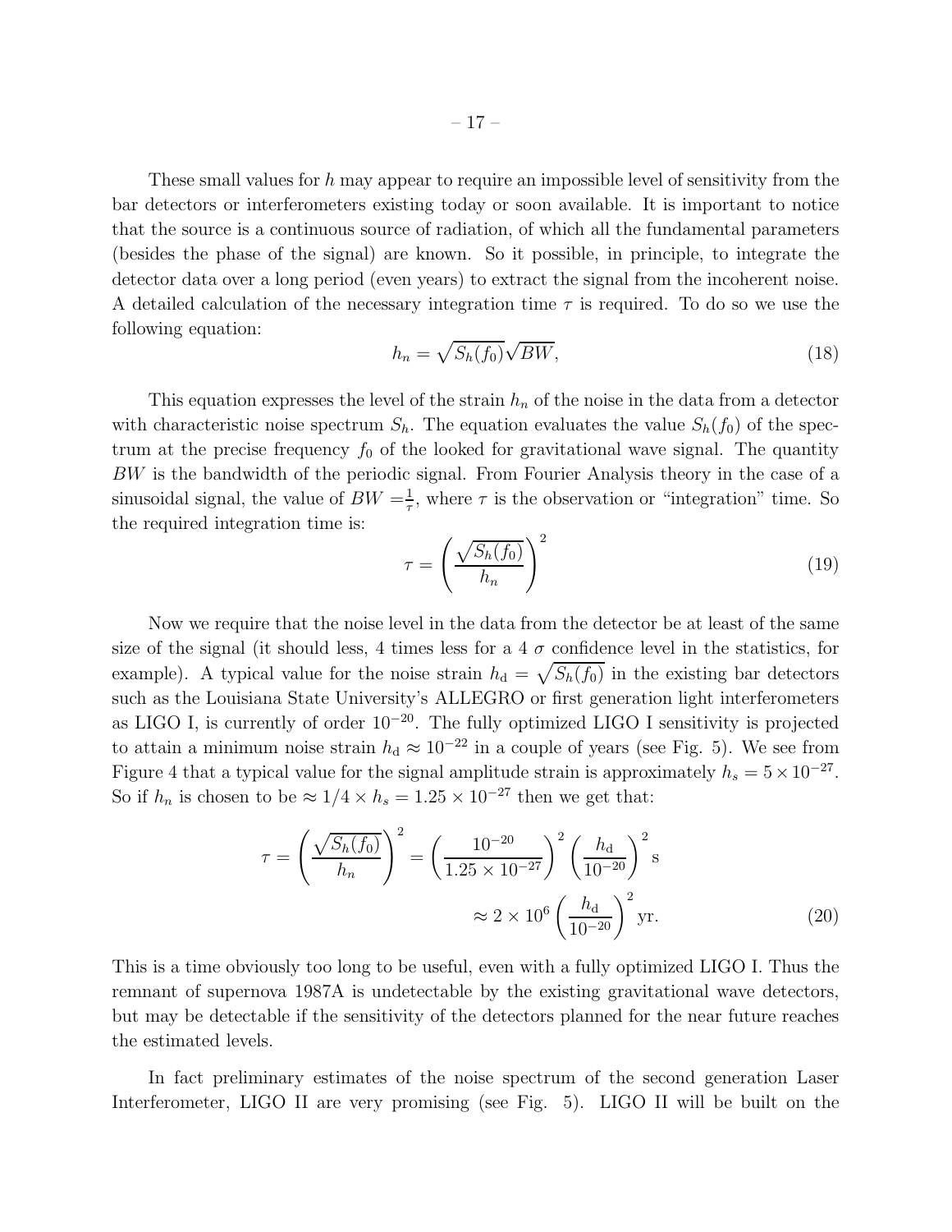These small values for $h$ may appear to require an impossible level of sensitivity from the bar detectors or interferometers existing today or soon available. It is important to notice that the source is a continuous source of radiation, of which all the fundamental parameters (besides the phase of the signal) are known. So it possible, in principle, to integrate the detector data over a long period (even years) to extract the signal from the incoherent noise. A detailed calculation of the necessary integration time $\tau$ is required. To do so we use the following equation:

$$h_n = \sqrt{S_h(f_0)}\sqrt{BW}, \tag{18}$$

This equation expresses the level of the strain $h_n$ of the noise in the data from a detector with characteristic noise spectrum $S_h$. The equation evaluates the value $S_h(f_0)$ of the spectrum at the precise frequency $f_0$ of the looked for gravitational wave signal. The quantity $BW$ is the bandwidth of the periodic signal. From Fourier Analysis theory in the case of a sinusoidal signal, the value of $BW = \frac{1}{\tau}$, where $\tau$ is the observation or "integration" time. So the required integration time is:

$$\tau = \left(\frac{\sqrt{S_h(f_0)}}{h_n}\right)^2 \tag{19}$$

Now we require that the noise level in the data from the detector be at least of the same size of the signal (it should less, 4 times less for a 4 $\sigma$ confidence level in the statistics, for example). A typical value for the noise strain $h_\mathrm{d} = \sqrt{S_h(f_0)}$ in the existing bar detectors such as the Louisiana State University's ALLEGRO or first generation light interferometers as LIGO I, is currently of order $10^{-20}$. The fully optimized LIGO I sensitivity is projected to attain a minimum noise strain $h_\mathrm{d} \approx 10^{-22}$ in a couple of years (see Fig. 5). We see from Figure 4 that a typical value for the signal amplitude strain is approximately $h_s = 5 \times 10^{-27}$. So if $h_n$ is chosen to be $\approx 1/4 \times h_s = 1.25 \times 10^{-27}$ then we get that:

$$\begin{aligned}\tau = \left(\frac{\sqrt{S_h(f_0)}}{h_n}\right)^2 &= \left(\frac{10^{-20}}{1.25 \times 10^{-27}}\right)^2 \left(\frac{h_\mathrm{d}}{10^{-20}}\right)^2 \mathrm{s} \\ &\approx 2 \times 10^6 \left(\frac{h_\mathrm{d}}{10^{-20}}\right)^2 \mathrm{yr}.\end{aligned} \tag{20}$$

This is a time obviously too long to be useful, even with a fully optimized LIGO I. Thus the remnant of supernova 1987A is undetectable by the existing gravitational wave detectors, but may be detectable if the sensitivity of the detectors planned for the near future reaches the estimated levels.

In fact preliminary estimates of the noise spectrum of the second generation Laser Interferometer, LIGO II are very promising (see Fig. 5). LIGO II will be built on the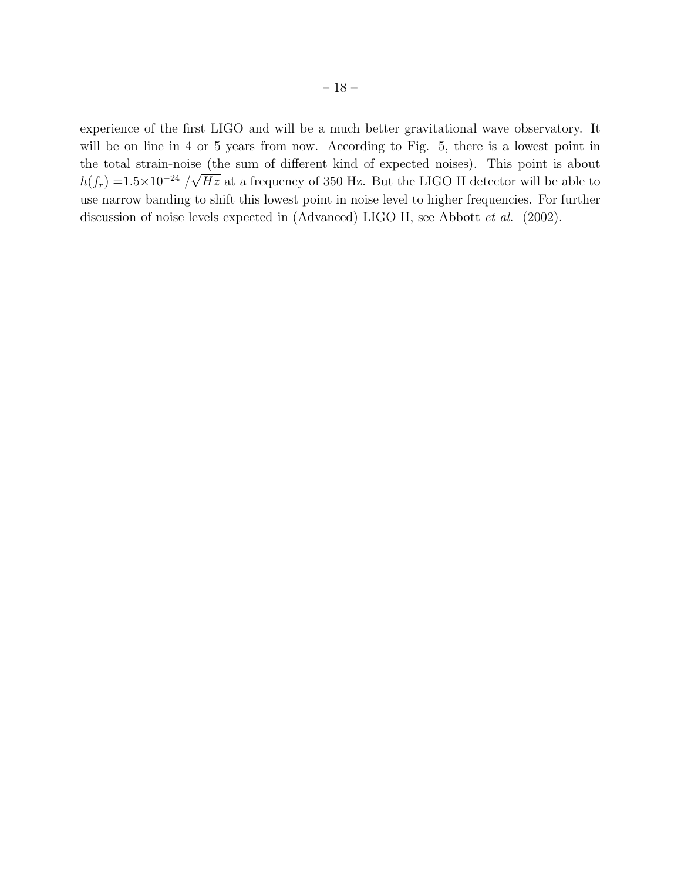experience of the first LIGO and will be a much better gravitational wave observatory. It will be on line in 4 or 5 years from now. According to Fig. 5, there is a lowest point in the total strain-noise (the sum of different kind of expected noises). This point is about $h(f_r) = 1.5 \times 10^{-24} / \sqrt{Hz}$ at a frequency of 350 Hz. But the LIGO II detector will be able to use narrow banding to shift this lowest point in noise level to higher frequencies. For further discussion of noise levels expected in (Advanced) LIGO II, see Abbott *et al.* (2002).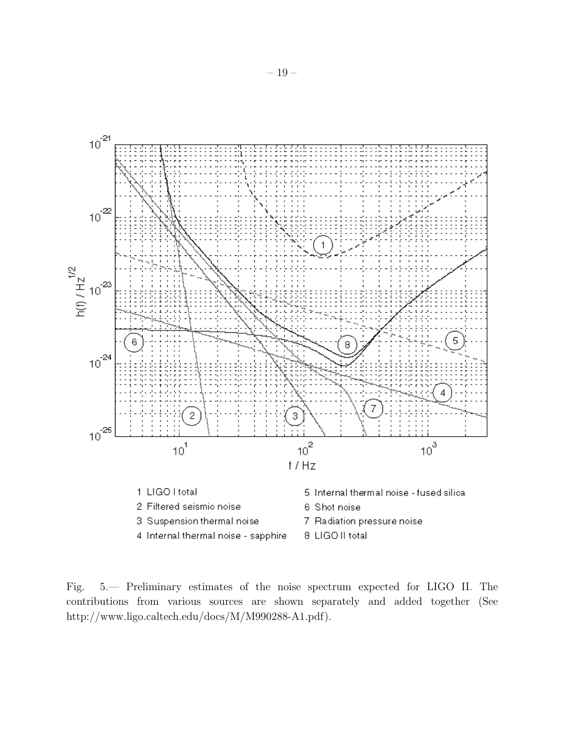Fig. 5.— Preliminary estimates of the noise spectrum expected for LIGO II. The contributions from various sources are shown separately and added together (See http://www.ligo.caltech.edu/docs/M/M990288-A1.pdf).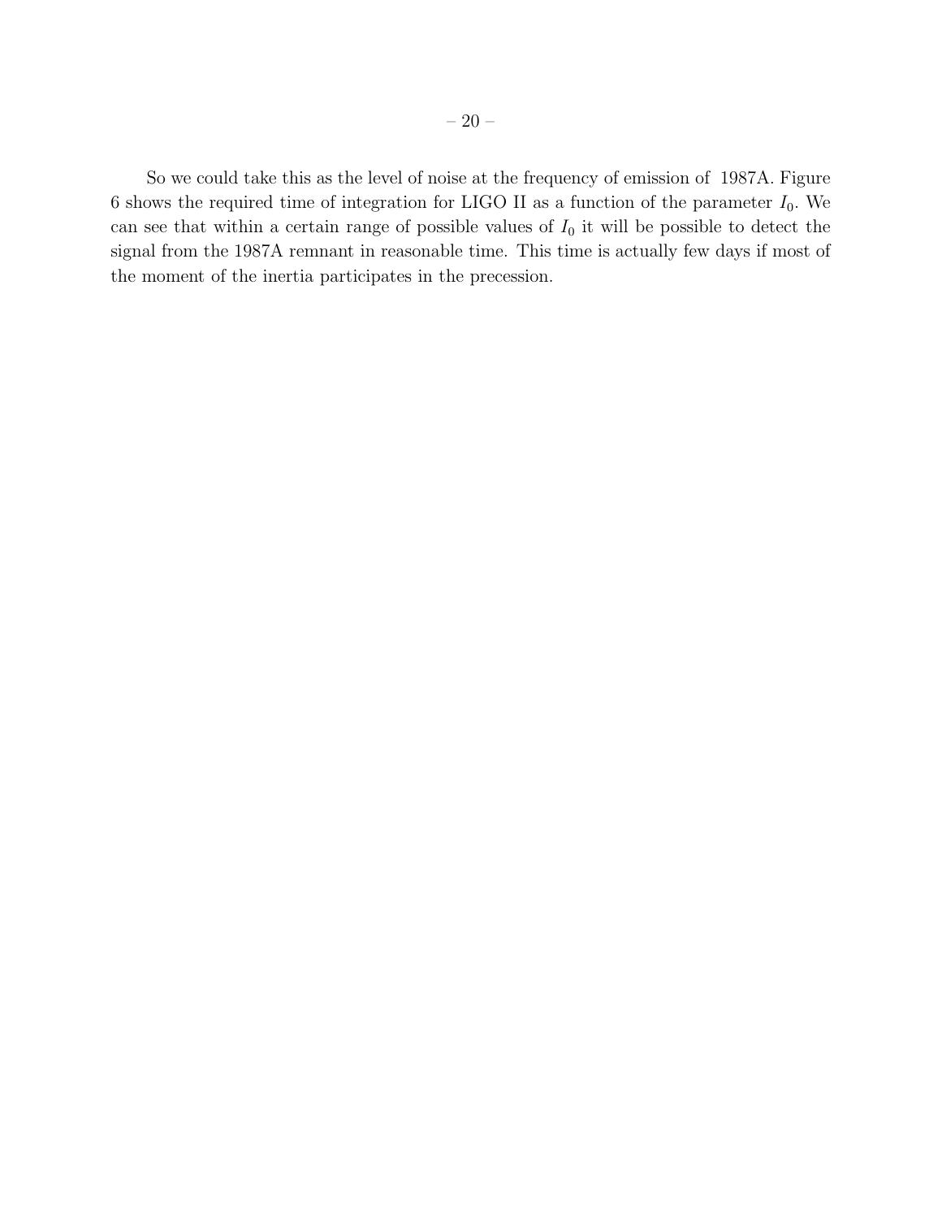So we could take this as the level of noise at the frequency of emission of 1987A. Figure 6 shows the required time of integration for LIGO II as a function of the parameter $I_0$. We can see that within a certain range of possible values of $I_0$ it will be possible to detect the signal from the 1987A remnant in reasonable time. This time is actually few days if most of the moment of the inertia participates in the precession.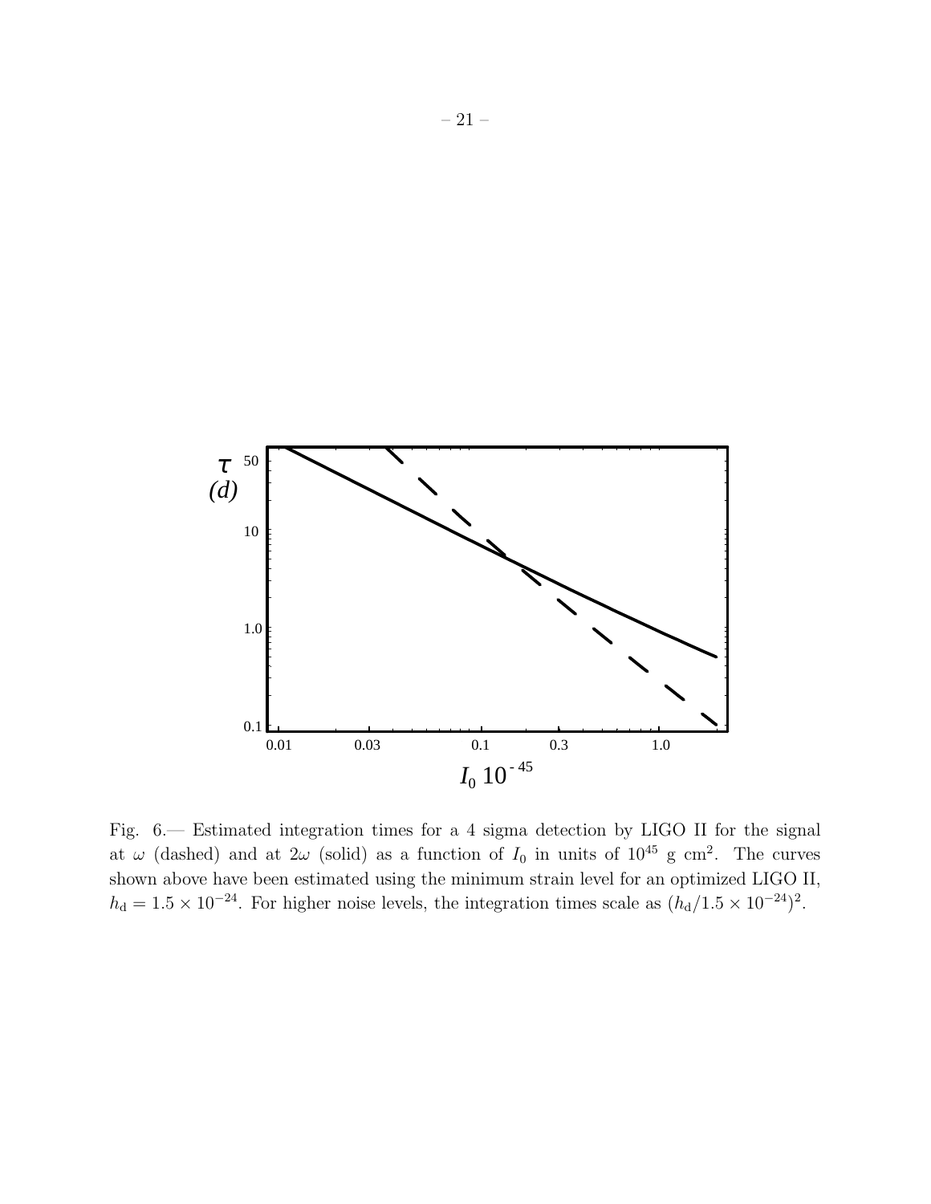Fig. 6.— Estimated integration times for a 4 sigma detection by LIGO II for the signal at $\omega$ (dashed) and at $2\omega$ (solid) as a function of $I_0$ in units of $10^{45}$ g cm$^2$. The curves shown above have been estimated using the minimum strain level for an optimized LIGO II, $h_{\rm d} = 1.5 \times 10^{-24}$. For higher noise levels, the integration times scale as $(h_{\rm d}/1.5 \times 10^{-24})^2$.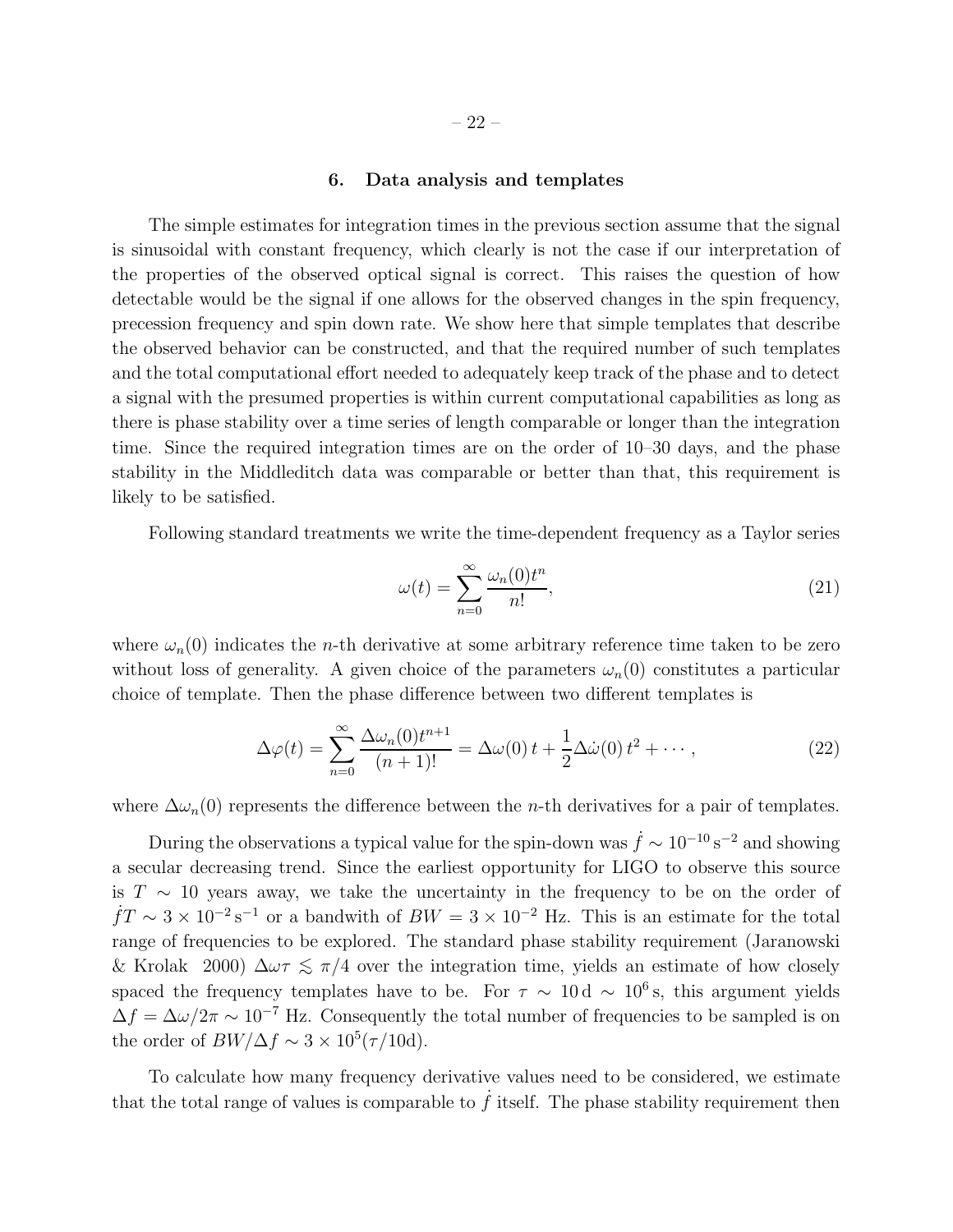## 6. Data analysis and templates

The simple estimates for integration times in the previous section assume that the signal is sinusoidal with constant frequency, which clearly is not the case if our interpretation of the properties of the observed optical signal is correct. This raises the question of how detectable would be the signal if one allows for the observed changes in the spin frequency, precession frequency and spin down rate. We show here that simple templates that describe the observed behavior can be constructed, and that the required number of such templates and the total computational effort needed to adequately keep track of the phase and to detect a signal with the presumed properties is within current computational capabilities as long as there is phase stability over a time series of length comparable or longer than the integration time. Since the required integration times are on the order of 10–30 days, and the phase stability in the Middleditch data was comparable or better than that, this requirement is likely to be satisfied.

Following standard treatments we write the time-dependent frequency as a Taylor series

$$\omega(t) = \sum_{n=0}^{\infty} \frac{\omega_n(0) t^n}{n!}, \tag{21}$$

where $\omega_n(0)$ indicates the $n$-th derivative at some arbitrary reference time taken to be zero without loss of generality. A given choice of the parameters $\omega_n(0)$ constitutes a particular choice of template. Then the phase difference between two different templates is

$$\Delta\varphi(t) = \sum_{n=0}^{\infty} \frac{\Delta\omega_n(0) t^{n+1}}{(n+1)!} = \Delta\omega(0)\, t + \frac{1}{2}\Delta\dot{\omega}(0)\, t^2 + \cdots, \tag{22}$$

where $\Delta\omega_n(0)$ represents the difference between the $n$-th derivatives for a pair of templates.

During the observations a typical value for the spin-down was $\dot{f} \sim 10^{-10}\,\mathrm{s}^{-2}$ and showing a secular decreasing trend. Since the earliest opportunity for LIGO to observe this source is $T \sim 10$ years away, we take the uncertainty in the frequency to be on the order of $\dot{f}T \sim 3 \times 10^{-2}\,\mathrm{s}^{-1}$ or a bandwith of $BW = 3 \times 10^{-2}$ Hz. This is an estimate for the total range of frequencies to be explored. The standard phase stability requirement (Jaranowski & Krolak 2000) $\Delta\omega\tau \lesssim \pi/4$ over the integration time, yields an estimate of how closely spaced the frequency templates have to be. For $\tau \sim 10\,\mathrm{d} \sim 10^6\,\mathrm{s}$, this argument yields $\Delta f = \Delta\omega/2\pi \sim 10^{-7}$ Hz. Consequently the total number of frequencies to be sampled is on the order of $BW/\Delta f \sim 3 \times 10^5 (\tau/10\mathrm{d})$.

To calculate how many frequency derivative values need to be considered, we estimate that the total range of values is comparable to $\dot{f}$ itself. The phase stability requirement then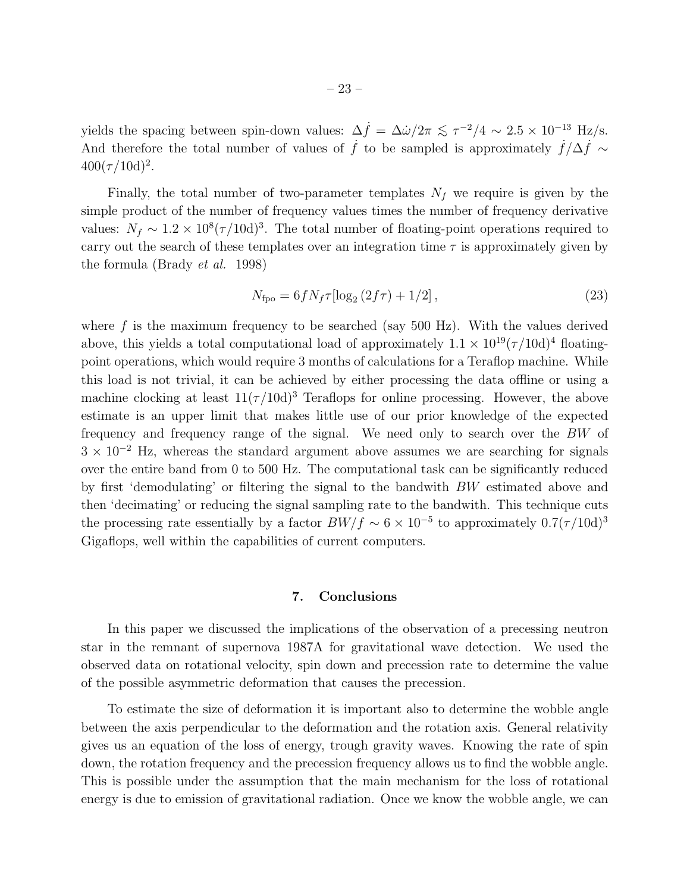yields the spacing between spin-down values: $\Delta \dot{f} = \Delta \dot{\omega}/2\pi \lesssim \tau^{-2}/4 \sim 2.5 \times 10^{-13}$ Hz/s. And therefore the total number of values of $\dot{f}$ to be sampled is approximately $\dot{f}/\Delta \dot{f} \sim 400(\tau/10\mathrm{d})^2$.

Finally, the total number of two-parameter templates $N_f$ we require is given by the simple product of the number of frequency values times the number of frequency derivative values: $N_f \sim 1.2 \times 10^8 (\tau/10\mathrm{d})^3$. The total number of floating-point operations required to carry out the search of these templates over an integration time $\tau$ is approximately given by the formula (Brady *et al.* 1998)

$$N_{\mathrm{fpo}} = 6 f N_f \tau [\log_2 (2 f \tau) + 1/2] \,, \tag{23}$$

where $f$ is the maximum frequency to be searched (say 500 Hz). With the values derived above, this yields a total computational load of approximately $1.1 \times 10^{19} (\tau/10\mathrm{d})^4$ floating-point operations, which would require 3 months of calculations for a Teraflop machine. While this load is not trivial, it can be achieved by either processing the data offline or using a machine clocking at least $11(\tau/10\mathrm{d})^3$ Teraflops for online processing. However, the above estimate is an upper limit that makes little use of our prior knowledge of the expected frequency and frequency range of the signal. We need only to search over the $BW$ of $3 \times 10^{-2}$ Hz, whereas the standard argument above assumes we are searching for signals over the entire band from 0 to 500 Hz. The computational task can be significantly reduced by first 'demodulating' or filtering the signal to the bandwith $BW$ estimated above and then 'decimating' or reducing the signal sampling rate to the bandwith. This technique cuts the processing rate essentially by a factor $BW/f \sim 6 \times 10^{-5}$ to approximately $0.7(\tau/10\mathrm{d})^3$ Gigaflops, well within the capabilities of current computers.

## 7. Conclusions

In this paper we discussed the implications of the observation of a precessing neutron star in the remnant of supernova 1987A for gravitational wave detection. We used the observed data on rotational velocity, spin down and precession rate to determine the value of the possible asymmetric deformation that causes the precession.

To estimate the size of deformation it is important also to determine the wobble angle between the axis perpendicular to the deformation and the rotation axis. General relativity gives us an equation of the loss of energy, trough gravity waves. Knowing the rate of spin down, the rotation frequency and the precession frequency allows us to find the wobble angle. This is possible under the assumption that the main mechanism for the loss of rotational energy is due to emission of gravitational radiation. Once we know the wobble angle, we can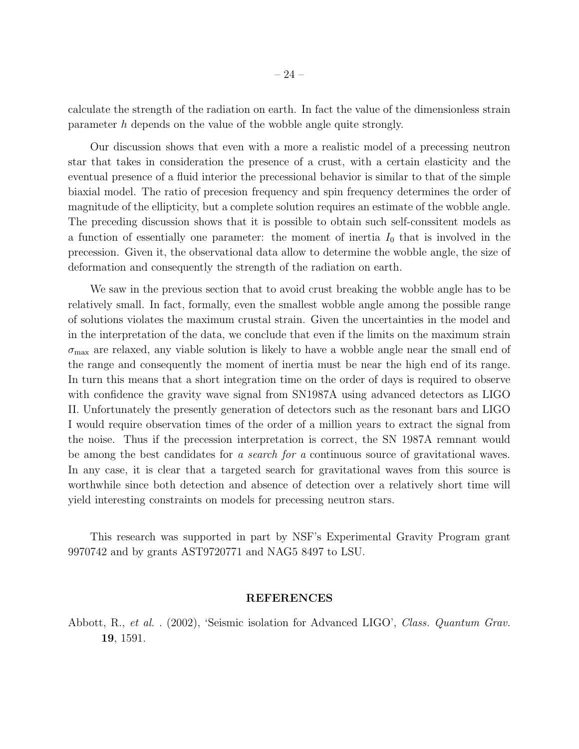calculate the strength of the radiation on earth. In fact the value of the dimensionless strain parameter $h$ depends on the value of the wobble angle quite strongly.

Our discussion shows that even with a more a realistic model of a precessing neutron star that takes in consideration the presence of a crust, with a certain elasticity and the eventual presence of a fluid interior the precessional behavior is similar to that of the simple biaxial model. The ratio of precesion frequency and spin frequency determines the order of magnitude of the ellipticity, but a complete solution requires an estimate of the wobble angle. The preceding discussion shows that it is possible to obtain such self-conssitent models as a function of essentially one parameter: the moment of inertia $I_0$ that is involved in the precession. Given it, the observational data allow to determine the wobble angle, the size of deformation and consequently the strength of the radiation on earth.

We saw in the previous section that to avoid crust breaking the wobble angle has to be relatively small. In fact, formally, even the smallest wobble angle among the possible range of solutions violates the maximum crustal strain. Given the uncertainties in the model and in the interpretation of the data, we conclude that even if the limits on the maximum strain $\sigma_{\max}$ are relaxed, any viable solution is likely to have a wobble angle near the small end of the range and consequently the moment of inertia must be near the high end of its range. In turn this means that a short integration time on the order of days is required to observe with confidence the gravity wave signal from SN1987A using advanced detectors as LIGO II. Unfortunately the presently generation of detectors such as the resonant bars and LIGO I would require observation times of the order of a million years to extract the signal from the noise. Thus if the precession interpretation is correct, the SN 1987A remnant would be among the best candidates for *a search for a* continuous source of gravitational waves. In any case, it is clear that a targeted search for gravitational waves from this source is worthwhile since both detection and absence of detection over a relatively short time will yield interesting constraints on models for precessing neutron stars.

This research was supported in part by NSF's Experimental Gravity Program grant 9970742 and by grants AST9720771 and NAG5 8497 to LSU.

## REFERENCES

Abbott, R., *et al.* . (2002), 'Seismic isolation for Advanced LIGO', *Class. Quantum Grav.* **19**, 1591.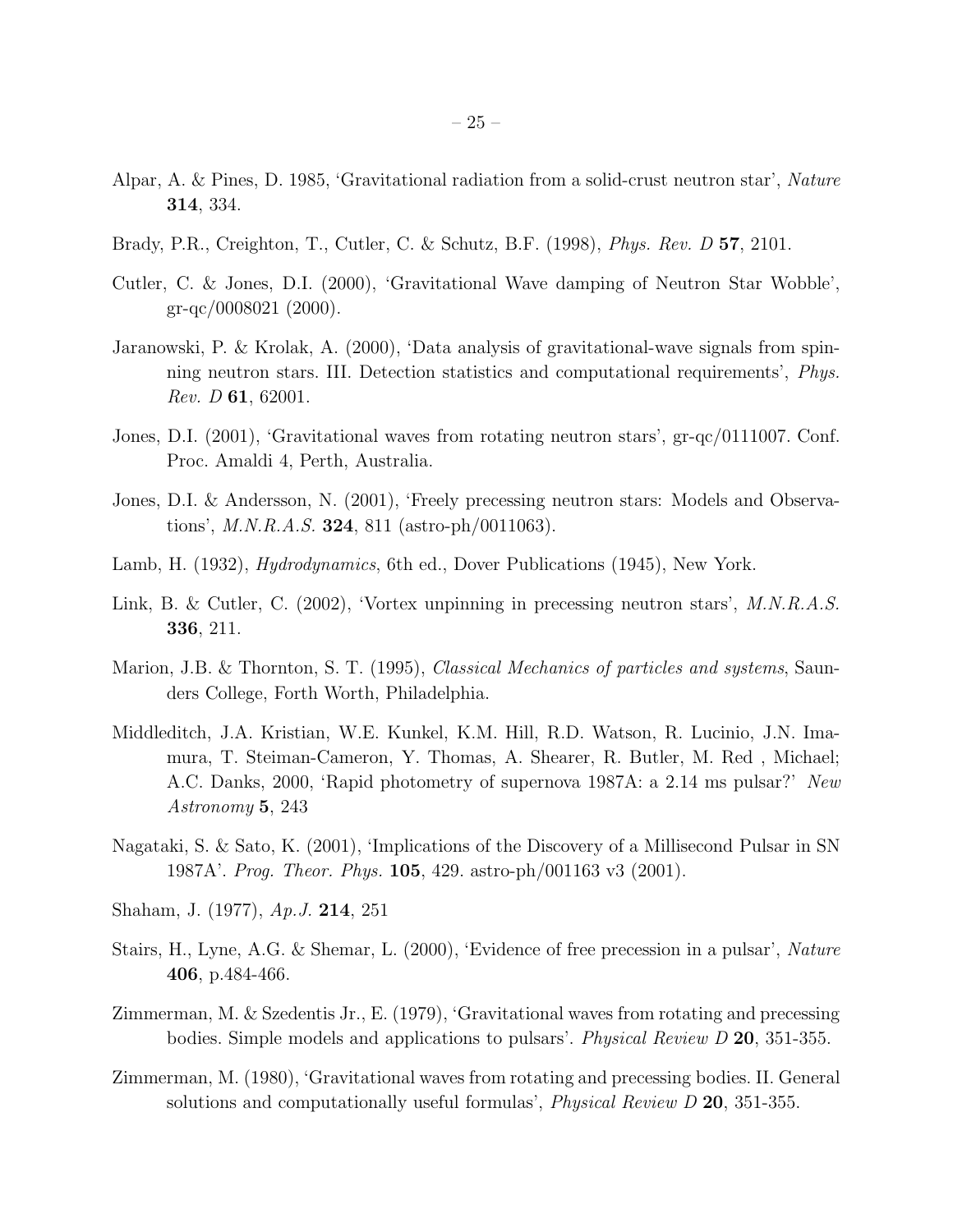Alpar, A. & Pines, D. 1985, 'Gravitational radiation from a solid-crust neutron star', *Nature* **314**, 334.

Brady, P.R., Creighton, T., Cutler, C. & Schutz, B.F. (1998), *Phys. Rev. D* **57**, 2101.

Cutler, C. & Jones, D.I. (2000), 'Gravitational Wave damping of Neutron Star Wobble', gr-qc/0008021 (2000).

Jaranowski, P. & Krolak, A. (2000), 'Data analysis of gravitational-wave signals from spinning neutron stars. III. Detection statistics and computational requirements', *Phys. Rev. D* **61**, 62001.

Jones, D.I. (2001), 'Gravitational waves from rotating neutron stars', gr-qc/0111007. Conf. Proc. Amaldi 4, Perth, Australia.

Jones, D.I. & Andersson, N. (2001), 'Freely precessing neutron stars: Models and Observations', *M.N.R.A.S.* **324**, 811 (astro-ph/0011063).

Lamb, H. (1932), *Hydrodynamics*, 6th ed., Dover Publications (1945), New York.

Link, B. & Cutler, C. (2002), 'Vortex unpinning in precessing neutron stars', *M.N.R.A.S.* **336**, 211.

Marion, J.B. & Thornton, S. T. (1995), *Classical Mechanics of particles and systems*, Saunders College, Forth Worth, Philadelphia.

Middleditch, J.A. Kristian, W.E. Kunkel, K.M. Hill, R.D. Watson, R. Lucinio, J.N. Imamura, T. Steiman-Cameron, Y. Thomas, A. Shearer, R. Butler, M. Red , Michael; A.C. Danks, 2000, 'Rapid photometry of supernova 1987A: a 2.14 ms pulsar?' *New Astronomy* **5**, 243

Nagataki, S. & Sato, K. (2001), 'Implications of the Discovery of a Millisecond Pulsar in SN 1987A'. *Prog. Theor. Phys.* **105**, 429. astro-ph/001163 v3 (2001).

Shaham, J. (1977), *Ap.J.* **214**, 251

Stairs, H., Lyne, A.G. & Shemar, L. (2000), 'Evidence of free precession in a pulsar', *Nature* **406**, p.484-466.

Zimmerman, M. & Szedentis Jr., E. (1979), 'Gravitational waves from rotating and precessing bodies. Simple models and applications to pulsars'. *Physical Review D* **20**, 351-355.

Zimmerman, M. (1980), 'Gravitational waves from rotating and precessing bodies. II. General solutions and computationally useful formulas', *Physical Review D* **20**, 351-355.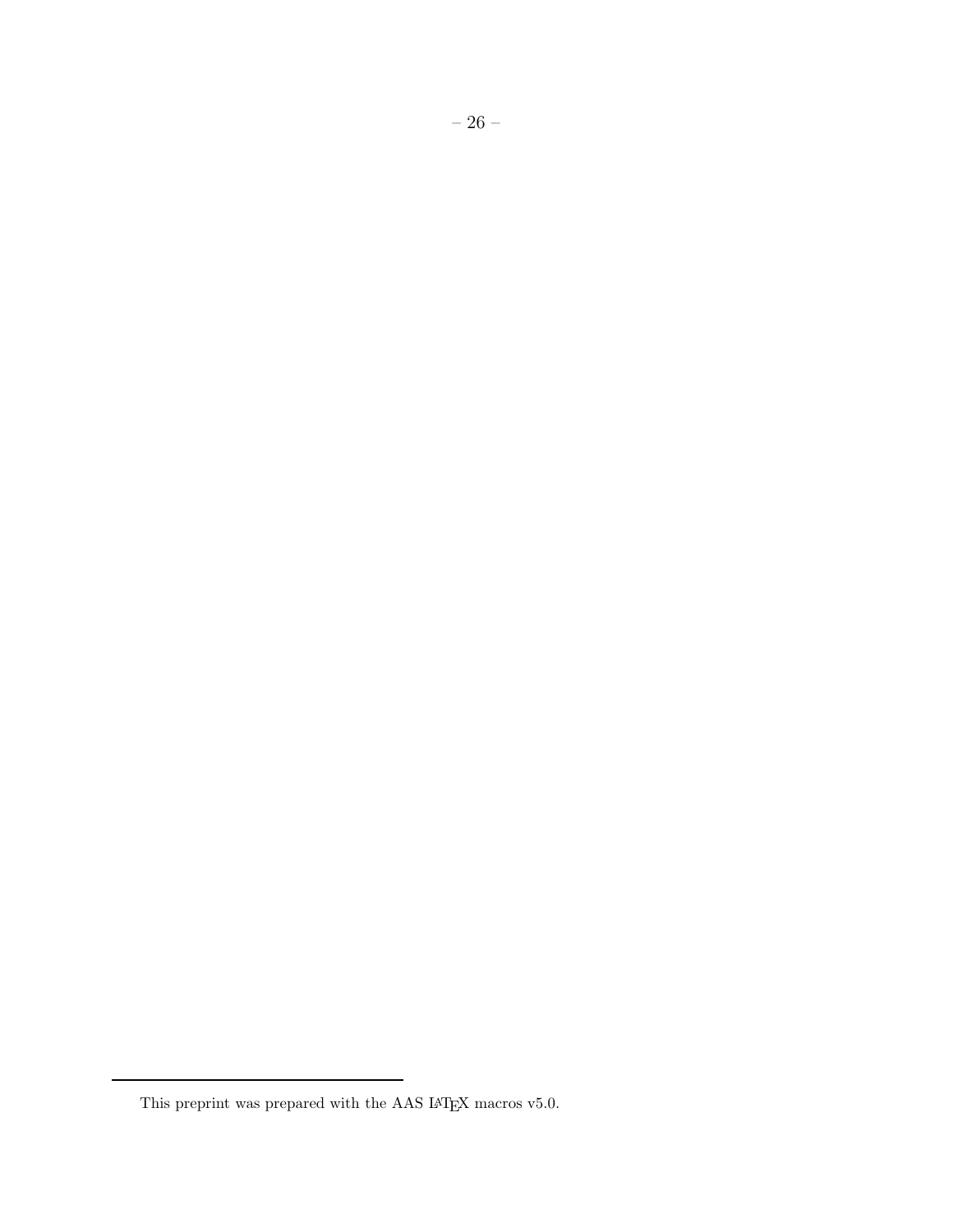This preprint was prepared with the AAS LaTeX macros v5.0.